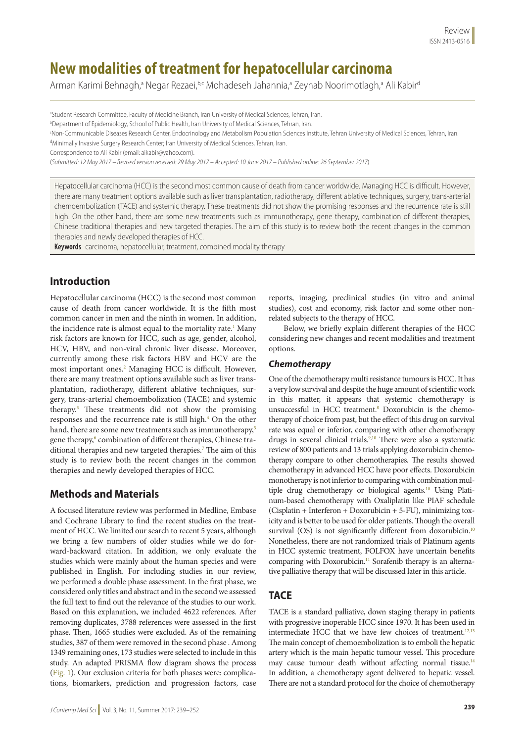# New modalities of treatment for hepatocellular carcinoma

Arman Karimi Behnagh,[a] Negar Rezaei,[b,c] Mohadeseh Jahannia,[a] Zeynab Noorimotlagh,[a] Ali Kabir[d]

[a]Student Research Committee, Faculty of Medicine Branch, Iran University of Medical Sciences, Tehran, Iran.
[b]Department of Epidemiology, School of Public Health, Iran University of Medical Sciences, Tehran, Iran.
[c]Non-Communicable Diseases Research Center, Endocrinology and Metabolism Population Sciences Institute, Tehran University of Medical Sciences, Tehran, Iran.
[d]Minimally Invasive Surgery Research Center; Iran University of Medical Sciences, Tehran, Iran.
Correspondence to Ali Kabir (email: aikabir@yahoo.com).
(*Submitted: 12 May 2017 – Revised version received: 29 May 2017 – Accepted: 10 June 2017 – Published online: 26 September 2017*)

Hepatocellular carcinoma (HCC) is the second most common cause of death from cancer worldwide. Managing HCC is difficult. However, there are many treatment options available such as liver transplantation, radiotherapy, different ablative techniques, surgery, trans-arterial chemoembolization (TACE) and systemic therapy. These treatments did not show the promising responses and the recurrence rate is still high. On the other hand, there are some new treatments such as immunotherapy, gene therapy, combination of different therapies, Chinese traditional therapies and new targeted therapies. The aim of this study is to review both the recent changes in the common therapies and newly developed therapies of HCC.

**Keywords** carcinoma, hepatocellular, treatment, combined modality therapy

## Introduction

Hepatocellular carcinoma (HCC) is the second most common cause of death from cancer worldwide. It is the fifth most common cancer in men and the ninth in women. In addition, the incidence rate is almost equal to the mortality rate.[1] Many risk factors are known for HCC, such as age, gender, alcohol, HCV, HBV, and non-viral chronic liver disease. Moreover, currently among these risk factors HBV and HCV are the most important ones.[2] Managing HCC is difficult. However, there are many treatment options available such as liver transplantation, radiotherapy, different ablative techniques, surgery, trans-arterial chemoembolization (TACE) and systemic therapy.[3] These treatments did not show the promising responses and the recurrence rate is still high.[4] On the other hand, there are some new treatments such as immunotherapy,[5] gene therapy,[6] combination of different therapies, Chinese traditional therapies and new targeted therapies.[7] The aim of this study is to review both the recent changes in the common therapies and newly developed therapies of HCC.

## Methods and Materials

A focused literature review was performed in Medline, Embase and Cochrane Library to find the recent studies on the treatment of HCC. We limited our search to recent 5 years, although we bring a few numbers of older studies while we do forward-backward citation. In addition, we only evaluate the studies which were mainly about the human species and were published in English. For including studies in our review, we performed a double phase assessment. In the first phase, we considered only titles and abstract and in the second we assessed the full text to find out the relevance of the studies to our work. Based on this explanation, we included 4622 references. After removing duplicates, 3788 references were assessed in the first phase. Then, 1665 studies were excluded. As of the remaining studies, 387 of them were removed in the second phase . Among 1349 remaining ones, 173 studies were selected to include in this study. An adapted PRISMA flow diagram shows the process (Fig. 1). Our exclusion criteria for both phases were: complications, biomarkers, prediction and progression factors, case reports, imaging, preclinical studies (in vitro and animal studies), cost and economy, risk factor and some other non-related subjects to the therapy of HCC.

Below, we briefly explain different therapies of the HCC considering new changes and recent modalities and treatment options.

### *Chemotherapy*

One of the chemotherapy multi resistance tumours is HCC. It has a very low survival and despite the huge amount of scientific work in this matter, it appears that systemic chemotherapy is unsuccessful in HCC treatment.[8] Doxorubicin is the chemotherapy of choice from past, but the effect of this drug on survival rate was equal or inferior, comparing with other chemotherapy drugs in several clinical trials.[9,10] There were also a systematic review of 800 patients and 13 trials applying doxorubicin chemotherapy compare to other chemotherapies. The results showed chemotherapy in advanced HCC have poor effects. Doxorubicin monotherapy is not inferior to comparing with combination multiple drug chemotherapy or biological agents.[10] Using Platinum-based chemotherapy with Oxaliplatin like PIAF schedule (Cisplatin + Interferon + Doxorubicin + 5-FU), minimizing toxicity and is better to be used for older patients. Though the overall survival (OS) is not significantly different from doxorubicin.[10] Nonetheless, there are not randomized trials of Platinum agents in HCC systemic treatment, FOLFOX have uncertain benefits comparing with Doxorubicin.[11] Sorafenib therapy is an alternative palliative therapy that will be discussed later in this article.

## TACE

TACE is a standard palliative, down staging therapy in patients with progressive inoperable HCC since 1970. It has been used in intermediate HCC that we have few choices of treatment.[12,13] The main concept of chemoembolization is to emboli the hepatic artery which is the main hepatic tumour vessel. This procedure may cause tumour death without affecting normal tissue.[14] In addition, a chemotherapy agent delivered to hepatic vessel. There are not a standard protocol for the choice of chemotherapy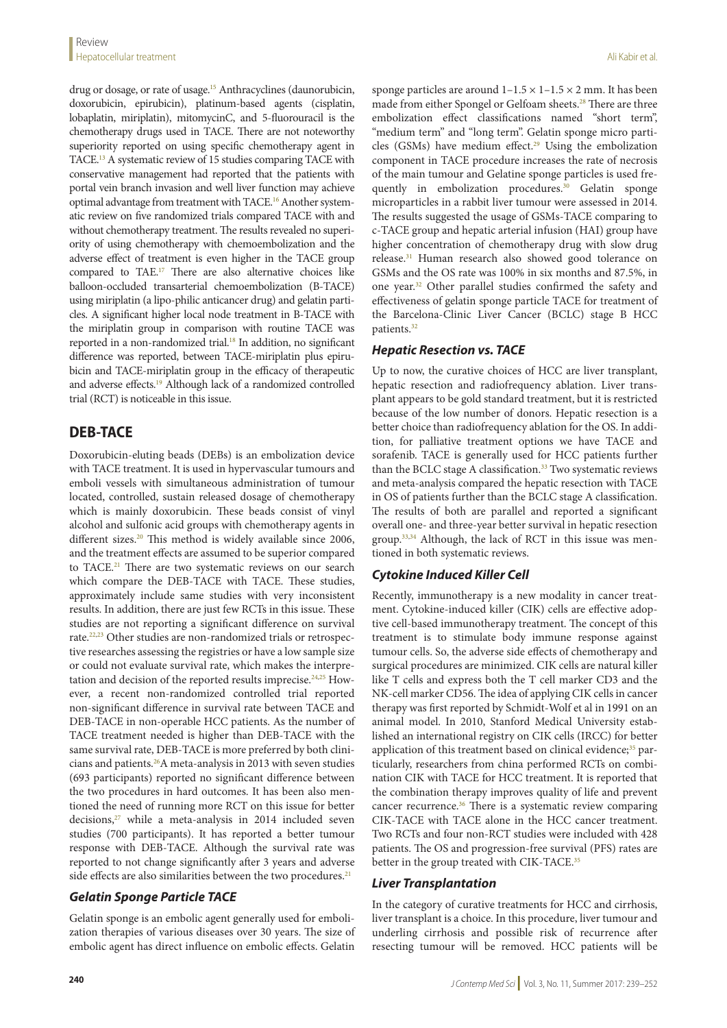drug or dosage, or rate of usage.[15] Anthracyclines (daunorubicin, doxorubicin, epirubicin), platinum-based agents (cisplatin, lobaplatin, miriplatin), mitomycinC, and 5-fluorouracil is the chemotherapy drugs used in TACE. There are not noteworthy superiority reported on using specific chemotherapy agent in TACE.[13] A systematic review of 15 studies comparing TACE with conservative management had reported that the patients with portal vein branch invasion and well liver function may achieve optimal advantage from treatment with TACE.[16] Another systematic review on five randomized trials compared TACE with and without chemotherapy treatment. The results revealed no superiority of using chemotherapy with chemoembolization and the adverse effect of treatment is even higher in the TACE group compared to TAE.[17] There are also alternative choices like balloon-occluded transarterial chemoembolization (B-TACE) using miriplatin (a lipo-philic anticancer drug) and gelatin particles. A significant higher local node treatment in B-TACE with the miriplatin group in comparison with routine TACE was reported in a non-randomized trial.[18] In addition, no significant difference was reported, between TACE-miriplatin plus epirubicin and TACE-miriplatin group in the efficacy of therapeutic and adverse effects.[19] Although lack of a randomized controlled trial (RCT) is noticeable in this issue.

## DEB-TACE

Doxorubicin-eluting beads (DEBs) is an embolization device with TACE treatment. It is used in hypervascular tumours and emboli vessels with simultaneous administration of tumour located, controlled, sustain released dosage of chemotherapy which is mainly doxorubicin. These beads consist of vinyl alcohol and sulfonic acid groups with chemotherapy agents in different sizes.[20] This method is widely available since 2006, and the treatment effects are assumed to be superior compared to TACE.[21] There are two systematic reviews on our search which compare the DEB-TACE with TACE. These studies, approximately include same studies with very inconsistent results. In addition, there are just few RCTs in this issue. These studies are not reporting a significant difference on survival rate.[22,23] Other studies are non-randomized trials or retrospective researches assessing the registries or have a low sample size or could not evaluate survival rate, which makes the interpretation and decision of the reported results imprecise.[24,25] However, a recent non-randomized controlled trial reported non-significant difference in survival rate between TACE and DEB-TACE in non-operable HCC patients. As the number of TACE treatment needed is higher than DEB-TACE with the same survival rate, DEB-TACE is more preferred by both clinicians and patients.[26] A meta-analysis in 2013 with seven studies (693 participants) reported no significant difference between the two procedures in hard outcomes. It has been also mentioned the need of running more RCT on this issue for better decisions,[27] while a meta-analysis in 2014 included seven studies (700 participants). It has reported a better tumour response with DEB-TACE. Although the survival rate was reported to not change significantly after 3 years and adverse side effects are also similarities between the two procedures.[21]

### *Gelatin Sponge Particle TACE*

Gelatin sponge is an embolic agent generally used for embolization therapies of various diseases over 30 years. The size of embolic agent has direct influence on embolic effects. Gelatin sponge particles are around 1–1.5 × 1–1.5 × 2 mm. It has been made from either Spongel or Gelfoam sheets.[28] There are three embolization effect classifications named "short term", "medium term" and "long term". Gelatin sponge micro particles (GSMs) have medium effect.[29] Using the embolization component in TACE procedure increases the rate of necrosis of the main tumour and Gelatine sponge particles is used frequently in embolization procedures.[30] Gelatin sponge microparticles in a rabbit liver tumour were assessed in 2014. The results suggested the usage of GSMs-TACE comparing to c-TACE group and hepatic arterial infusion (HAI) group have higher concentration of chemotherapy drug with slow drug release.[31] Human research also showed good tolerance on GSMs and the OS rate was 100% in six months and 87.5%, in one year.[32] Other parallel studies confirmed the safety and effectiveness of gelatin sponge particle TACE for treatment of the Barcelona-Clinic Liver Cancer (BCLC) stage B HCC patients.[32]

### *Hepatic Resection vs. TACE*

Up to now, the curative choices of HCC are liver transplant, hepatic resection and radiofrequency ablation. Liver transplant appears to be gold standard treatment, but it is restricted because of the low number of donors. Hepatic resection is a better choice than radiofrequency ablation for the OS. In addition, for palliative treatment options we have TACE and sorafenib. TACE is generally used for HCC patients further than the BCLC stage A classification.[33] Two systematic reviews and meta-analysis compared the hepatic resection with TACE in OS of patients further than the BCLC stage A classification. The results of both are parallel and reported a significant overall one- and three-year better survival in hepatic resection group.[33,34] Although, the lack of RCT in this issue was mentioned in both systematic reviews.

### *Cytokine Induced Killer Cell*

Recently, immunotherapy is a new modality in cancer treatment. Cytokine-induced killer (CIK) cells are effective adoptive cell-based immunotherapy treatment. The concept of this treatment is to stimulate body immune response against tumour cells. So, the adverse side effects of chemotherapy and surgical procedures are minimized. CIK cells are natural killer like T cells and express both the T cell marker CD3 and the NK-cell marker CD56. The idea of applying CIK cells in cancer therapy was first reported by Schmidt-Wolf et al in 1991 on an animal model. In 2010, Stanford Medical University established an international registry on CIK cells (IRCC) for better application of this treatment based on clinical evidence;[35] particularly, researchers from china performed RCTs on combination CIK with TACE for HCC treatment. It is reported that the combination therapy improves quality of life and prevent cancer recurrence.[36] There is a systematic review comparing CIK-TACE with TACE alone in the HCC cancer treatment. Two RCTs and four non-RCT studies were included with 428 patients. The OS and progression-free survival (PFS) rates are better in the group treated with CIK-TACE.[35]

### *Liver Transplantation*

In the category of curative treatments for HCC and cirrhosis, liver transplant is a choice. In this procedure, liver tumour and underling cirrhosis and possible risk of recurrence after resecting tumour will be removed. HCC patients will be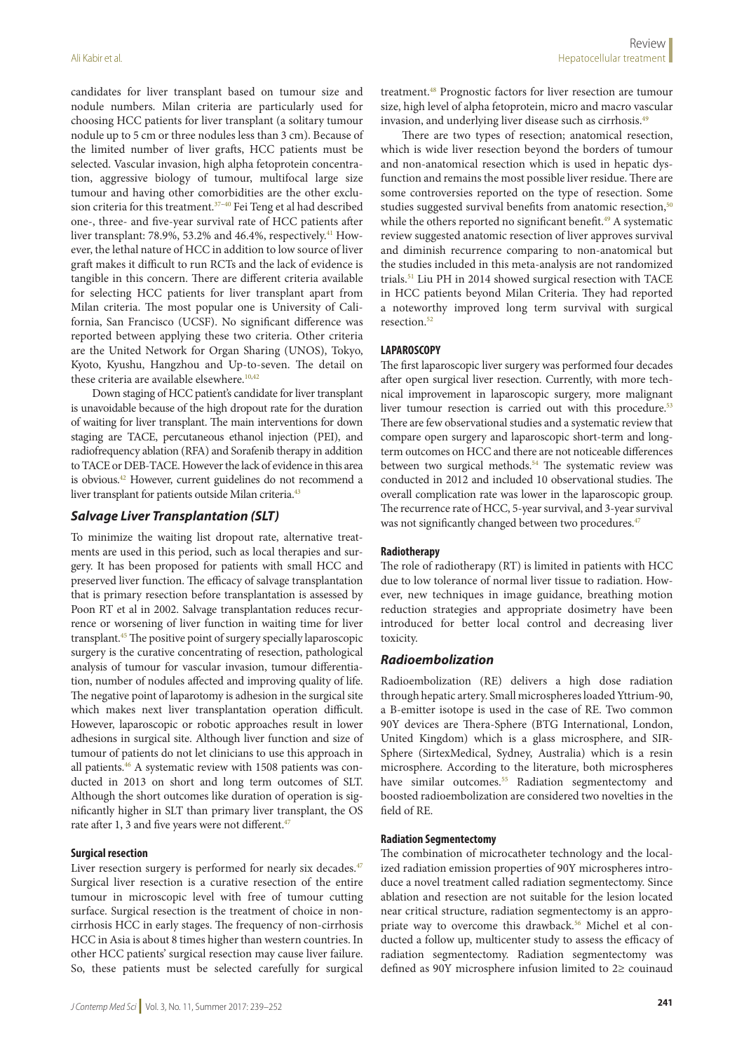candidates for liver transplant based on tumour size and nodule numbers. Milan criteria are particularly used for choosing HCC patients for liver transplant (a solitary tumour nodule up to 5 cm or three nodules less than 3 cm). Because of the limited number of liver grafts, HCC patients must be selected. Vascular invasion, high alpha fetoprotein concentration, aggressive biology of tumour, multifocal large size tumour and having other comorbidities are the other exclusion criteria for this treatment.[37–40] Fei Teng et al had described one-, three- and five-year survival rate of HCC patients after liver transplant: 78.9%, 53.2% and 46.4%, respectively.[41] However, the lethal nature of HCC in addition to low source of liver graft makes it difficult to run RCTs and the lack of evidence is tangible in this concern. There are different criteria available for selecting HCC patients for liver transplant apart from Milan criteria. The most popular one is University of California, San Francisco (UCSF). No significant difference was reported between applying these two criteria. Other criteria are the United Network for Organ Sharing (UNOS), Tokyo, Kyoto, Kyushu, Hangzhou and Up-to-seven. The detail on these criteria are available elsewhere.[10,42]

Down staging of HCC patient's candidate for liver transplant is unavoidable because of the high dropout rate for the duration of waiting for liver transplant. The main interventions for down staging are TACE, percutaneous ethanol injection (PEI), and radiofrequency ablation (RFA) and Sorafenib therapy in addition to TACE or DEB-TACE. However the lack of evidence in this area is obvious.[42] However, current guidelines do not recommend a liver transplant for patients outside Milan criteria.[43]

## *Salvage Liver Transplantation (SLT)*

To minimize the waiting list dropout rate, alternative treatments are used in this period, such as local therapies and surgery. It has been proposed for patients with small HCC and preserved liver function. The efficacy of salvage transplantation that is primary resection before transplantation is assessed by Poon RT et al in 2002. Salvage transplantation reduces recurrence or worsening of liver function in waiting time for liver transplant.[45] The positive point of surgery specially laparoscopic surgery is the curative concentrating of resection, pathological analysis of tumour for vascular invasion, tumour differentiation, number of nodules affected and improving quality of life. The negative point of laparotomy is adhesion in the surgical site which makes next liver transplantation operation difficult. However, laparoscopic or robotic approaches result in lower adhesions in surgical site. Although liver function and size of tumour of patients do not let clinicians to use this approach in all patients.[46] A systematic review with 1508 patients was conducted in 2013 on short and long term outcomes of SLT. Although the short outcomes like duration of operation is significantly higher in SLT than primary liver transplant, the OS rate after 1, 3 and five years were not different.[47]

### Surgical resection

Liver resection surgery is performed for nearly six decades.[47] Surgical liver resection is a curative resection of the entire tumour in microscopic level with free of tumour cutting surface. Surgical resection is the treatment of choice in non-cirrhosis HCC in early stages. The frequency of non-cirrhosis HCC in Asia is about 8 times higher than western countries. In other HCC patients' surgical resection may cause liver failure. So, these patients must be selected carefully for surgical treatment.[48] Prognostic factors for liver resection are tumour size, high level of alpha fetoprotein, micro and macro vascular invasion, and underlying liver disease such as cirrhosis.[49]

There are two types of resection; anatomical resection, which is wide liver resection beyond the borders of tumour and non-anatomical resection which is used in hepatic dysfunction and remains the most possible liver residue. There are some controversies reported on the type of resection. Some studies suggested survival benefits from anatomic resection,[50] while the others reported no significant benefit.[49] A systematic review suggested anatomic resection of liver approves survival and diminish recurrence comparing to non-anatomical but the studies included in this meta-analysis are not randomized trials.[51] Liu PH in 2014 showed surgical resection with TACE in HCC patients beyond Milan Criteria. They had reported a noteworthy improved long term survival with surgical resection.[52]

### LAPAROSCOPY

The first laparoscopic liver surgery was performed four decades after open surgical liver resection. Currently, with more technical improvement in laparoscopic surgery, more malignant liver tumour resection is carried out with this procedure.[53] There are few observational studies and a systematic review that compare open surgery and laparoscopic short-term and long-term outcomes on HCC and there are not noticeable differences between two surgical methods.[54] The systematic review was conducted in 2012 and included 10 observational studies. The overall complication rate was lower in the laparoscopic group. The recurrence rate of HCC, 5-year survival, and 3-year survival was not significantly changed between two procedures.[47]

### Radiotherapy

The role of radiotherapy (RT) is limited in patients with HCC due to low tolerance of normal liver tissue to radiation. However, new techniques in image guidance, breathing motion reduction strategies and appropriate dosimetry have been introduced for better local control and decreasing liver toxicity.

## *Radioembolization*

Radioembolization (RE) delivers a high dose radiation through hepatic artery. Small microspheres loaded Yttrium-90, a B-emitter isotope is used in the case of RE. Two common 90Y devices are Thera-Sphere (BTG International, London, United Kingdom) which is a glass microsphere, and SIR-Sphere (SirtexMedical, Sydney, Australia) which is a resin microsphere. According to the literature, both microspheres have similar outcomes.[55] Radiation segmentectomy and boosted radioembolization are considered two novelties in the field of RE.

### Radiation Segmentectomy

The combination of microcatheter technology and the localized radiation emission properties of 90Y microspheres introduce a novel treatment called radiation segmentectomy. Since ablation and resection are not suitable for the lesion located near critical structure, radiation segmentectomy is an appropriate way to overcome this drawback.[56] Michel et al conducted a follow up, multicenter study to assess the efficacy of radiation segmentectomy. Radiation segmentectomy was defined as 90Y microsphere infusion limited to 2≥ couinaud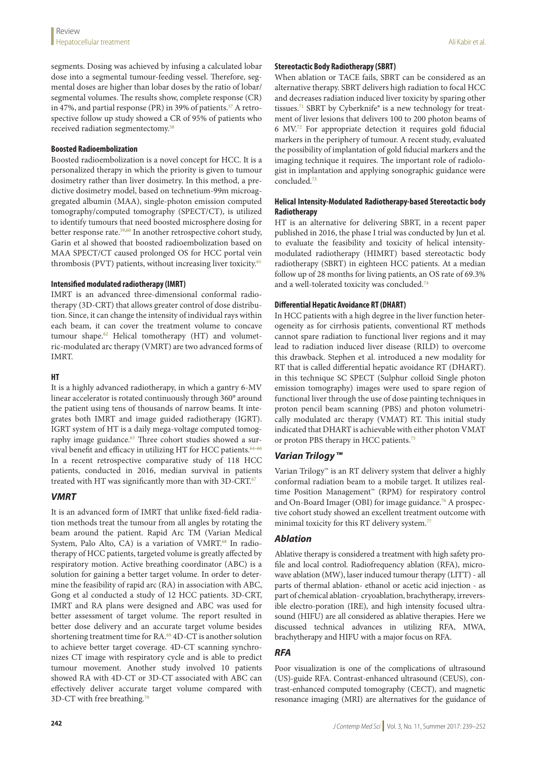segments. Dosing was achieved by infusing a calculated lobar dose into a segmental tumour-feeding vessel. Therefore, segmental doses are higher than lobar doses by the ratio of lobar/segmental volumes. The results show, complete response (CR) in 47%, and partial response (PR) in 39% of patients.[57] A retrospective follow up study showed a CR of 95% of patients who received radiation segmentectomy.[58]

### Boosted Radioembolization

Boosted radioembolization is a novel concept for HCC. It is a personalized therapy in which the priority is given to tumour dosimetry rather than liver dosimetry. In this method, a predictive dosimetry model, based on technetium-99m microaggregated albumin (MAA), single-photon emission computed tomography/computed tomography (SPECT/CT), is utilized to identify tumours that need boosted microsphere dosing for better response rate.[59,60] In another retrospective cohort study, Garin et al showed that boosted radioembolization based on MAA SPECT/CT caused prolonged OS for HCC portal vein thrombosis (PVT) patients, without increasing liver toxicity.[61]

### Intensified modulated radiotherapy (IMRT)

IMRT is an advanced three-dimensional conformal radiotherapy (3D-CRT) that allows greater control of dose distribution. Since, it can change the intensity of individual rays within each beam, it can cover the treatment volume to concave tumour shape.[62] Helical tomotherapy (HT) and volumetric-modulated arc therapy (VMRT) are two advanced forms of IMRT.

### HT

It is a highly advanced radiotherapy, in which a gantry 6-MV linear accelerator is rotated continuously through 360° around the patient using tens of thousands of narrow beams. It integrates both IMRT and image guided radiotherapy (IGRT). IGRT system of HT is a daily mega-voltage computed tomography image guidance.[63] Three cohort studies showed a survival benefit and efficacy in utilizing HT for HCC patients.[64–66] In a recent retrospective comparative study of 118 HCC patients, conducted in 2016, median survival in patients treated with HT was significantly more than with 3D-CRT.[67]

## *VMRT*

It is an advanced form of IMRT that unlike fixed-field radiation methods treat the tumour from all angles by rotating the beam around the patient. Rapid Arc TM (Varian Medical System, Palo Alto, CA) is a variation of VMRT.[68] In radiotherapy of HCC patients, targeted volume is greatly affected by respiratory motion. Active breathing coordinator (ABC) is a solution for gaining a better target volume. In order to determine the feasibility of rapid arc (RA) in association with ABC, Gong et al conducted a study of 12 HCC patients. 3D-CRT, IMRT and RA plans were designed and ABC was used for better assessment of target volume. The report resulted in better dose delivery and an accurate target volume besides shortening treatment time for RA.[69] 4D-CT is another solution to achieve better target coverage. 4D-CT scanning synchronizes CT image with respiratory cycle and is able to predict tumour movement. Another study involved 10 patients showed RA with 4D-CT or 3D-CT associated with ABC can effectively deliver accurate target volume compared with 3D-CT with free breathing.[70]

### Stereotactic Body Radiotherapy (SBRT)

When ablation or TACE fails, SBRT can be considered as an alternative therapy. SBRT delivers high radiation to focal HCC and decreases radiation induced liver toxicity by sparing other tissues.[71] SBRT by Cyberknife® is a new technology for treatment of liver lesions that delivers 100 to 200 photon beams of 6 MV.[72] For appropriate detection it requires gold fiducial markers in the periphery of tumour. A recent study, evaluated the possibility of implantation of gold fiducial markers and the imaging technique it requires. The important role of radiologist in implantation and applying sonographic guidance were concluded.[73]

### Helical Intensity-Modulated Radiotherapy-based Stereotactic body Radiotherapy

HT is an alternative for delivering SBRT, in a recent paper published in 2016, the phase I trial was conducted by Jun et al. to evaluate the feasibility and toxicity of helical intensity-modulated radiotherapy (HIMRT) based stereotactic body radiotherapy (SBRT) in eighteen HCC patients. At a median follow up of 28 months for living patients, an OS rate of 69.3% and a well-tolerated toxicity was concluded.[74]

### Differential Hepatic Avoidance RT (DHART)

In HCC patients with a high degree in the liver function heterogeneity as for cirrhosis patients, conventional RT methods cannot spare radiation to functional liver regions and it may lead to radiation induced liver disease (RILD) to overcome this drawback. Stephen et al. introduced a new modality for RT that is called differential hepatic avoidance RT (DHART). in this technique SC SPECT (Sulphur colloid Single photon emission tomography) images were used to spare region of functional liver through the use of dose painting techniques in proton pencil beam scanning (PBS) and photon volumetrically modulated arc therapy (VMAT) RT. This initial study indicated that DHART is achievable with either photon VMAT or proton PBS therapy in HCC patients.[75]

## *Varian Trilogy™*

Varian Trilogy™ is an RT delivery system that deliver a highly conformal radiation beam to a mobile target. It utilizes real-time Position Management™ (RPM) for respiratory control and On-Board Imager (OBI) for image guidance.[76] A prospective cohort study showed an excellent treatment outcome with minimal toxicity for this RT delivery system.[77]

## *Ablation*

Ablative therapy is considered a treatment with high safety profile and local control. Radiofrequency ablation (RFA), microwave ablation (MW), laser induced tumour therapy (LITT) - all parts of thermal ablation- ethanol or acetic acid injection - as part of chemical ablation- cryoablation, brachytherapy, irreversible electro-poration (IRE), and high intensity focused ultrasound (HIFU) are all considered as ablative therapies. Here we discussed technical advances in utilizing RFA, MWA, brachytherapy and HIFU with a major focus on RFA.

## *RFA*

Poor visualization is one of the complications of ultrasound (US)-guide RFA. Contrast-enhanced ultrasound (CEUS), contrast-enhanced computed tomography (CECT), and magnetic resonance imaging (MRI) are alternatives for the guidance of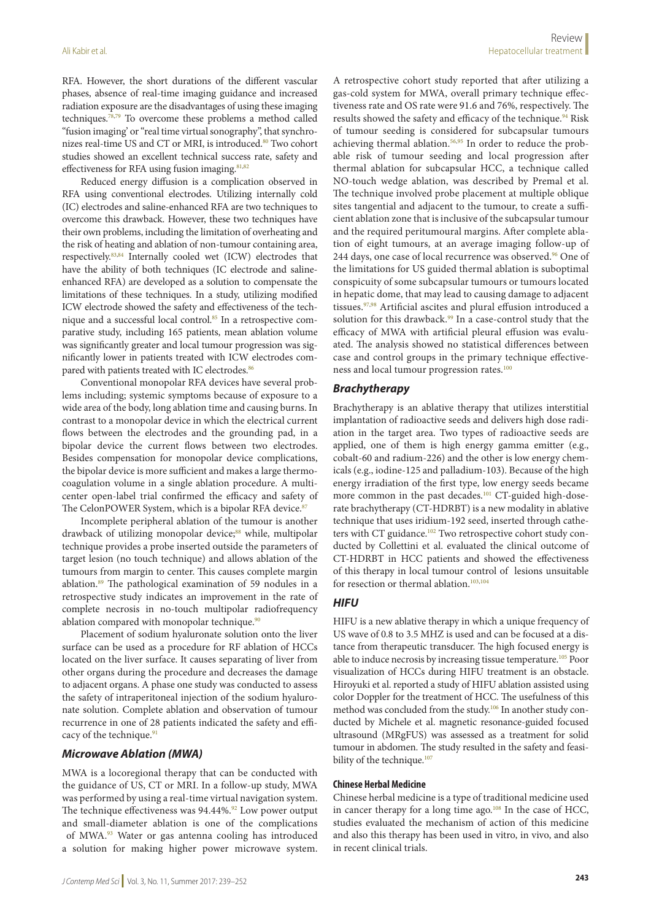RFA. However, the short durations of the different vascular phases, absence of real-time imaging guidance and increased radiation exposure are the disadvantages of using these imaging techniques.[78,79] To overcome these problems a method called "fusion imaging' or "real time virtual sonography", that synchronizes real-time US and CT or MRI, is introduced.[80] Two cohort studies showed an excellent technical success rate, safety and effectiveness for RFA using fusion imaging.[81,82]

Reduced energy diffusion is a complication observed in RFA using conventional electrodes. Utilizing internally cold (IC) electrodes and saline-enhanced RFA are two techniques to overcome this drawback. However, these two techniques have their own problems, including the limitation of overheating and the risk of heating and ablation of non-tumour containing area, respectively.[83,84] Internally cooled wet (ICW) electrodes that have the ability of both techniques (IC electrode and saline-enhanced RFA) are developed as a solution to compensate the limitations of these techniques. In a study, utilizing modified ICW electrode showed the safety and effectiveness of the technique and a successful local control.[85] In a retrospective comparative study, including 165 patients, mean ablation volume was significantly greater and local tumour progression was significantly lower in patients treated with ICW electrodes compared with patients treated with IC electrodes.[86]

Conventional monopolar RFA devices have several problems including; systemic symptoms because of exposure to a wide area of the body, long ablation time and causing burns. In contrast to a monopolar device in which the electrical current flows between the electrodes and the grounding pad, in a bipolar device the current flows between two electrodes. Besides compensation for monopolar device complications, the bipolar device is more sufficient and makes a large thermocoagulation volume in a single ablation procedure. A multicenter open-label trial confirmed the efficacy and safety of The CelonPOWER System, which is a bipolar RFA device.[87]

Incomplete peripheral ablation of the tumour is another drawback of utilizing monopolar device;[88] while, multipolar technique provides a probe inserted outside the parameters of target lesion (no touch technique) and allows ablation of the tumours from margin to center. This causes complete margin ablation.[89] The pathological examination of 59 nodules in a retrospective study indicates an improvement in the rate of complete necrosis in no-touch multipolar radiofrequency ablation compared with monopolar technique.[90]

Placement of sodium hyaluronate solution onto the liver surface can be used as a procedure for RF ablation of HCCs located on the liver surface. It causes separating of liver from other organs during the procedure and decreases the damage to adjacent organs. A phase one study was conducted to assess the safety of intraperitoneal injection of the sodium hyaluronate solution. Complete ablation and observation of tumour recurrence in one of 28 patients indicated the safety and efficacy of the technique.[91]

### *Microwave Ablation (MWA)*

MWA is a locoregional therapy that can be conducted with the guidance of US, CT or MRI. In a follow-up study, MWA was performed by using a real-time virtual navigation system. The technique effectiveness was 94.44%.[92] Low power output and small-diameter ablation is one of the complications of MWA.[93] Water or gas antenna cooling has introduced a solution for making higher power microwave system. A retrospective cohort study reported that after utilizing a gas-cold system for MWA, overall primary technique effectiveness rate and OS rate were 91.6 and 76%, respectively. The results showed the safety and efficacy of the technique.[94] Risk of tumour seeding is considered for subcapsular tumours achieving thermal ablation.[56,95] In order to reduce the probable risk of tumour seeding and local progression after thermal ablation for subcapsular HCC, a technique called NO-touch wedge ablation, was described by Premal et al. The technique involved probe placement at multiple oblique sites tangential and adjacent to the tumour, to create a sufficient ablation zone that is inclusive of the subcapsular tumour and the required peritumoural margins. After complete ablation of eight tumours, at an average imaging follow-up of 244 days, one case of local recurrence was observed.[96] One of the limitations for US guided thermal ablation is suboptimal conspicuity of some subcapsular tumours or tumours located in hepatic dome, that may lead to causing damage to adjacent tissues.[97,98] Artificial ascites and plural effusion introduced a solution for this drawback.[99] In a case-control study that the efficacy of MWA with artificial pleural effusion was evaluated. The analysis showed no statistical differences between case and control groups in the primary technique effectiveness and local tumour progression rates.[100]

### *Brachytherapy*

Brachytherapy is an ablative therapy that utilizes interstitial implantation of radioactive seeds and delivers high dose radiation in the target area. Two types of radioactive seeds are applied, one of them is high energy gamma emitter (e.g., cobalt-60 and radium-226) and the other is low energy chemicals (e.g., iodine-125 and palladium-103). Because of the high energy irradiation of the first type, low energy seeds became more common in the past decades.[101] CT-guided high-dose-rate brachytherapy (CT-HDRBT) is a new modality in ablative technique that uses iridium-192 seed, inserted through catheters with CT guidance.[102] Two retrospective cohort study conducted by Collettini et al. evaluated the clinical outcome of CT-HDRBT in HCC patients and showed the effectiveness of this therapy in local tumour control of lesions unsuitable for resection or thermal ablation.[103,104]

### *HIFU*

HIFU is a new ablative therapy in which a unique frequency of US wave of 0.8 to 3.5 MHZ is used and can be focused at a distance from therapeutic transducer. The high focused energy is able to induce necrosis by increasing tissue temperature.[105] Poor visualization of HCCs during HIFU treatment is an obstacle. Hiroyuki et al. reported a study of HIFU ablation assisted using color Doppler for the treatment of HCC. The usefulness of this method was concluded from the study.[106] In another study conducted by Michele et al. magnetic resonance-guided focused ultrasound (MRgFUS) was assessed as a treatment for solid tumour in abdomen. The study resulted in the safety and feasibility of the technique.[107]

#### **Chinese Herbal Medicine**

Chinese herbal medicine is a type of traditional medicine used in cancer therapy for a long time ago.[108] In the case of HCC, studies evaluated the mechanism of action of this medicine and also this therapy has been used in vitro, in vivo, and also in recent clinical trials.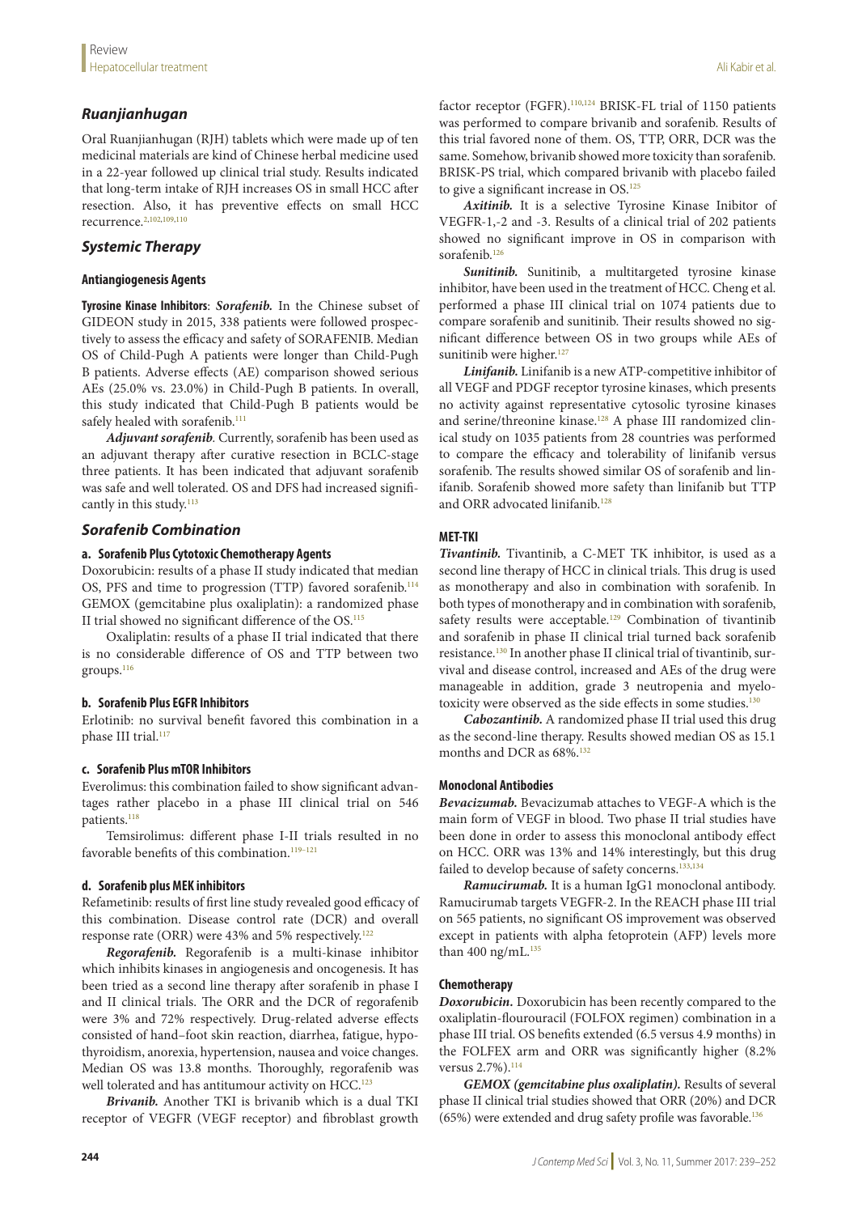## *Ruanjianhugan*

Oral Ruanjianhugan (RJH) tablets which were made up of ten medicinal materials are kind of Chinese herbal medicine used in a 22-year followed up clinical trial study. Results indicated that long-term intake of RJH increases OS in small HCC after resection. Also, it has preventive effects on small HCC recurrence.[2,102,109,110]

## *Systemic Therapy*

### Antiangiogenesis Agents

**Tyrosine Kinase Inhibitors**: ***Sorafenib.*** In the Chinese subset of GIDEON study in 2015, 338 patients were followed prospectively to assess the efficacy and safety of SORAFENIB. Median OS of Child-Pugh A patients were longer than Child-Pugh B patients. Adverse effects (AE) comparison showed serious AEs (25.0% vs. 23.0%) in Child-Pugh B patients. In overall, this study indicated that Child-Pugh B patients would be safely healed with sorafenib.[111]

***Adjuvant sorafenib***. Currently, sorafenib has been used as an adjuvant therapy after curative resection in BCLC-stage three patients. It has been indicated that adjuvant sorafenib was safe and well tolerated. OS and DFS had increased significantly in this study.[113]

## *Sorafenib Combination*

### a. Sorafenib Plus Cytotoxic Chemotherapy Agents

Doxorubicin: results of a phase II study indicated that median OS, PFS and time to progression (TTP) favored sorafenib.[114] GEMOX (gemcitabine plus oxaliplatin): a randomized phase II trial showed no significant difference of the OS.[115]

Oxaliplatin: results of a phase II trial indicated that there is no considerable difference of OS and TTP between two groups.[116]

### b. Sorafenib Plus EGFR Inhibitors

Erlotinib: no survival benefit favored this combination in a phase III trial.[117]

### c. Sorafenib Plus mTOR Inhibitors

Everolimus: this combination failed to show significant advantages rather placebo in a phase III clinical trial on 546 patients.[118]

Temsirolimus: different phase I-II trials resulted in no favorable benefits of this combination.[119–121]

### d. Sorafenib plus MEK inhibitors

Refametinib: results of first line study revealed good efficacy of this combination. Disease control rate (DCR) and overall response rate (ORR) were 43% and 5% respectively.[122]

***Regorafenib.*** Regorafenib is a multi-kinase inhibitor which inhibits kinases in angiogenesis and oncogenesis. It has been tried as a second line therapy after sorafenib in phase I and II clinical trials. The ORR and the DCR of regorafenib were 3% and 72% respectively. Drug-related adverse effects consisted of hand–foot skin reaction, diarrhea, fatigue, hypothyroidism, anorexia, hypertension, nausea and voice changes. Median OS was 13.8 months. Thoroughly, regorafenib was well tolerated and has antitumour activity on HCC.[123]

***Brivanib.*** Another TKI is brivanib which is a dual TKI receptor of VEGFR (VEGF receptor) and fibroblast growth factor receptor (FGFR).[110,124] BRISK-FL trial of 1150 patients was performed to compare brivanib and sorafenib. Results of this trial favored none of them. OS, TTP, ORR, DCR was the same. Somehow, brivanib showed more toxicity than sorafenib. BRISK-PS trial, which compared brivanib with placebo failed to give a significant increase in OS.[125]

***Axitinib.*** It is a selective Tyrosine Kinase Inibitor of VEGFR-1,-2 and -3. Results of a clinical trial of 202 patients showed no significant improve in OS in comparison with sorafenib.[126]

***Sunitinib.*** Sunitinib, a multitargeted tyrosine kinase inhibitor, have been used in the treatment of HCC. Cheng et al. performed a phase III clinical trial on 1074 patients due to compare sorafenib and sunitinib. Their results showed no significant difference between OS in two groups while AEs of sunitinib were higher.[127]

***Linifanib.*** Linifanib is a new ATP-competitive inhibitor of all VEGF and PDGF receptor tyrosine kinases, which presents no activity against representative cytosolic tyrosine kinases and serine/threonine kinase.[128] A phase III randomized clinical study on 1035 patients from 28 countries was performed to compare the efficacy and tolerability of linifanib versus sorafenib. The results showed similar OS of sorafenib and linifanib. Sorafenib showed more safety than linifanib but TTP and ORR advocated linifanib.[128]

### MET-TKI

***Tivantinib.*** Tivantinib, a C-MET TK inhibitor, is used as a second line therapy of HCC in clinical trials. This drug is used as monotherapy and also in combination with sorafenib. In both types of monotherapy and in combination with sorafenib, safety results were acceptable.[129] Combination of tivantinib and sorafenib in phase II clinical trial turned back sorafenib resistance.[130] In another phase II clinical trial of tivantinib, survival and disease control, increased and AEs of the drug were manageable in addition, grade 3 neutropenia and myelotoxicity were observed as the side effects in some studies.[130]

***Cabozantinib.*** A randomized phase II trial used this drug as the second-line therapy. Results showed median OS as 15.1 months and DCR as 68%.[132]

### Monoclonal Antibodies

***Bevacizumab.*** Bevacizumab attaches to VEGF-A which is the main form of VEGF in blood. Two phase II trial studies have been done in order to assess this monoclonal antibody effect on HCC. ORR was 13% and 14% interestingly, but this drug failed to develop because of safety concerns.[133,134]

***Ramucirumab.*** It is a human IgG1 monoclonal antibody. Ramucirumab targets VEGFR-2. In the REACH phase III trial on 565 patients, no significant OS improvement was observed except in patients with alpha fetoprotein (AFP) levels more than 400 ng/mL.[135]

### Chemotherapy

***Doxorubicin.*** Doxorubicin has been recently compared to the oxaliplatin-flourouracil (FOLFOX regimen) combination in a phase III trial. OS benefits extended (6.5 versus 4.9 months) in the FOLFEX arm and ORR was significantly higher (8.2% versus 2.7%).[114]

***GEMOX (gemcitabine plus oxaliplatin).*** Results of several phase II clinical trial studies showed that ORR (20%) and DCR (65%) were extended and drug safety profile was favorable.[136]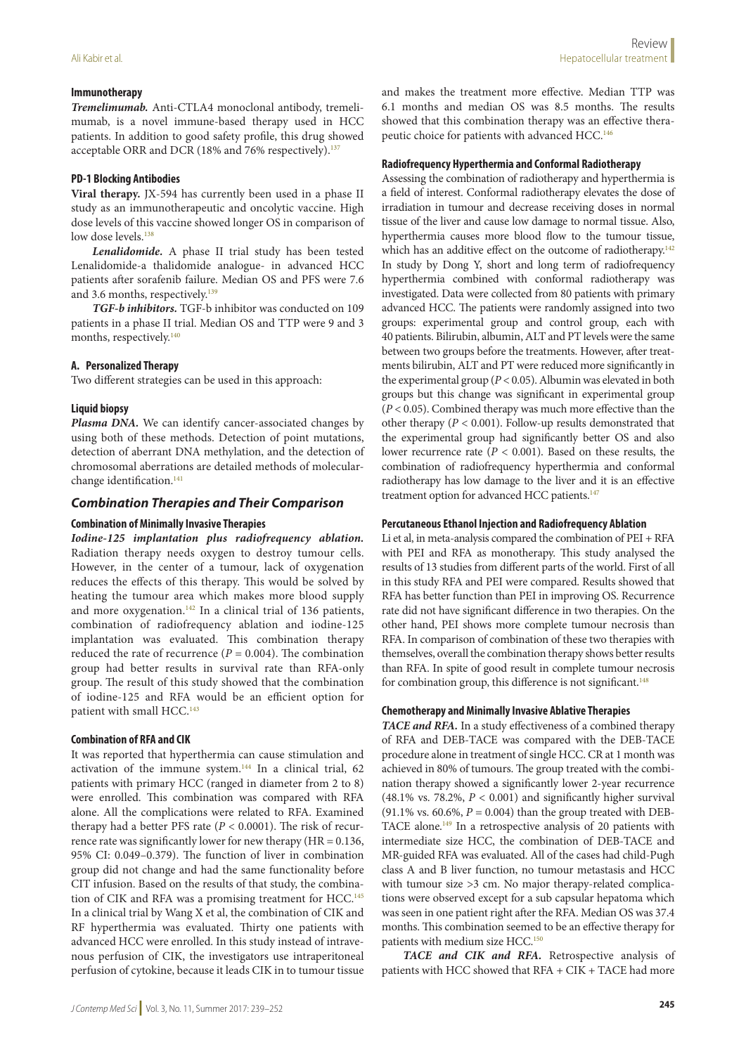#### Immunotherapy

***Tremelimumab.*** Anti-CTLA4 monoclonal antibody, tremelimumab, is a novel immune-based therapy used in HCC patients. In addition to good safety profile, this drug showed acceptable ORR and DCR (18% and 76% respectively).[137]

#### PD-1 Blocking Antibodies

**Viral therapy.** JX-594 has currently been used in a phase II study as an immunotherapeutic and oncolytic vaccine. High dose levels of this vaccine showed longer OS in comparison of low dose levels.[138]

***Lenalidomide.*** A phase II trial study has been tested Lenalidomide-a thalidomide analogue- in advanced HCC patients after sorafenib failure. Median OS and PFS were 7.6 and 3.6 months, respectively.[139]

***TGF-b inhibitors.*** TGF-b inhibitor was conducted on 109 patients in a phase II trial. Median OS and TTP were 9 and 3 months, respectively.[140]

#### A. Personalized Therapy

Two different strategies can be used in this approach:

#### Liquid biopsy

***Plasma DNA.*** We can identify cancer-associated changes by using both of these methods. Detection of point mutations, detection of aberrant DNA methylation, and the detection of chromosomal aberrations are detailed methods of molecular-change identification.[141]

### *Combination Therapies and Their Comparison*

#### Combination of Minimally Invasive Therapies

***Iodine-125 implantation plus radiofrequency ablation.*** Radiation therapy needs oxygen to destroy tumour cells. However, in the center of a tumour, lack of oxygenation reduces the effects of this therapy. This would be solved by heating the tumour area which makes more blood supply and more oxygenation.[142] In a clinical trial of 136 patients, combination of radiofrequency ablation and iodine-125 implantation was evaluated. This combination therapy reduced the rate of recurrence ($P = 0.004$). The combination group had better results in survival rate than RFA-only group. The result of this study showed that the combination of iodine-125 and RFA would be an efficient option for patient with small HCC.[143]

#### Combination of RFA and CIK

It was reported that hyperthermia can cause stimulation and activation of the immune system.[144] In a clinical trial, 62 patients with primary HCC (ranged in diameter from 2 to 8) were enrolled. This combination was compared with RFA alone. All the complications were related to RFA. Examined therapy had a better PFS rate ($P < 0.0001$). The risk of recurrence rate was significantly lower for new therapy (HR = 0.136, 95% CI: 0.049–0.379). The function of liver in combination group did not change and had the same functionality before CIT infusion. Based on the results of that study, the combination of CIK and RFA was a promising treatment for HCC.[145] In a clinical trial by Wang X et al, the combination of CIK and RF hyperthermia was evaluated. Thirty one patients with advanced HCC were enrolled. In this study instead of intravenous perfusion of CIK, the investigators use intraperitoneal perfusion of cytokine, because it leads CIK in to tumour tissue and makes the treatment more effective. Median TTP was 6.1 months and median OS was 8.5 months. The results showed that this combination therapy was an effective therapeutic choice for patients with advanced HCC.[146]

#### Radiofrequency Hyperthermia and Conformal Radiotherapy

Assessing the combination of radiotherapy and hyperthermia is a field of interest. Conformal radiotherapy elevates the dose of irradiation in tumour and decrease receiving doses in normal tissue of the liver and cause low damage to normal tissue. Also, hyperthermia causes more blood flow to the tumour tissue, which has an additive effect on the outcome of radiotherapy.[142] In study by Dong Y, short and long term of radiofrequency hyperthermia combined with conformal radiotherapy was investigated. Data were collected from 80 patients with primary advanced HCC. The patients were randomly assigned into two groups: experimental group and control group, each with 40 patients. Bilirubin, albumin, ALT and PT levels were the same between two groups before the treatments. However, after treatments bilirubin, ALT and PT were reduced more significantly in the experimental group ($P < 0.05$). Albumin was elevated in both groups but this change was significant in experimental group ($P < 0.05$). Combined therapy was much more effective than the other therapy ($P < 0.001$). Follow-up results demonstrated that the experimental group had significantly better OS and also lower recurrence rate ($P < 0.001$). Based on these results, the combination of radiofrequency hyperthermia and conformal radiotherapy has low damage to the liver and it is an effective treatment option for advanced HCC patients.[147]

#### Percutaneous Ethanol Injection and Radiofrequency Ablation

Li et al, in meta-analysis compared the combination of PEI + RFA with PEI and RFA as monotherapy. This study analysed the results of 13 studies from different parts of the world. First of all in this study RFA and PEI were compared. Results showed that RFA has better function than PEI in improving OS. Recurrence rate did not have significant difference in two therapies. On the other hand, PEI shows more complete tumour necrosis than RFA. In comparison of combination of these two therapies with themselves, overall the combination therapy shows better results than RFA. In spite of good result in complete tumour necrosis for combination group, this difference is not significant.[148]

#### Chemotherapy and Minimally Invasive Ablative Therapies

***TACE and RFA.*** In a study effectiveness of a combined therapy of RFA and DEB-TACE was compared with the DEB-TACE procedure alone in treatment of single HCC. CR at 1 month was achieved in 80% of tumours. The group treated with the combination therapy showed a significantly lower 2-year recurrence (48.1% vs. 78.2%, $P < 0.001$) and significantly higher survival (91.1% vs. 60.6%, $P = 0.004$) than the group treated with DEB-TACE alone.[149] In a retrospective analysis of 20 patients with intermediate size HCC, the combination of DEB-TACE and MR-guided RFA was evaluated. All of the cases had child-Pugh class A and B liver function, no tumour metastasis and HCC with tumour size >3 cm. No major therapy-related complications were observed except for a sub capsular hepatoma which was seen in one patient right after the RFA. Median OS was 37.4 months. This combination seemed to be an effective therapy for patients with medium size HCC.[150]

***TACE and CIK and RFA.*** Retrospective analysis of patients with HCC showed that RFA + CIK + TACE had more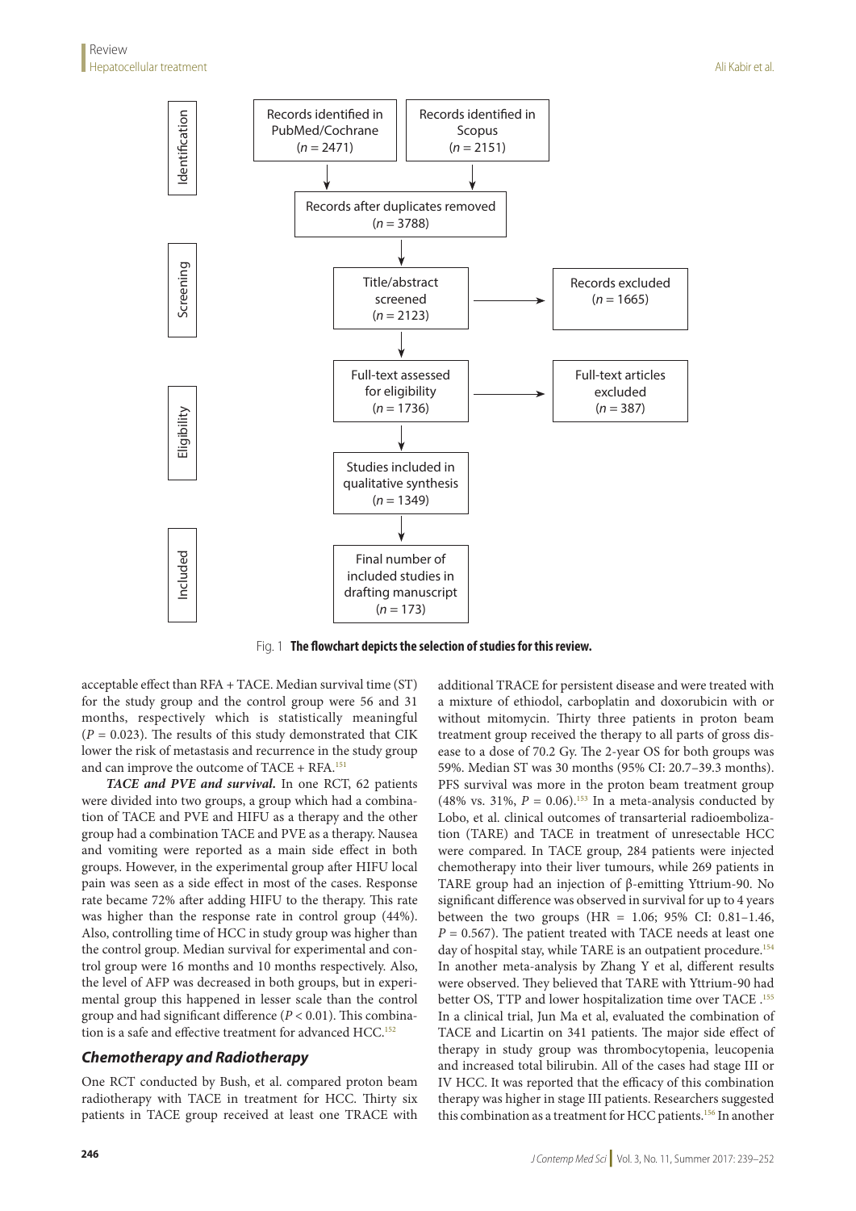**Identification**

- Records identified in PubMed/Cochrane ($n$ = 2471)
- Records identified in Scopus ($n$ = 2151)
- Records after duplicates removed ($n$ = 3788)

**Screening**

- Title/abstract screened ($n$ = 2123)
- Records excluded ($n$ = 1665)

**Eligibility**

- Full-text assessed for eligibility ($n$ = 1736)
- Full-text articles excluded ($n$ = 387)
- Studies included in qualitative synthesis ($n$ = 1349)

**Included**

- Final number of included studies in drafting manuscript ($n$ = 173)

Fig. 1 **The flowchart depicts the selection of studies for this review.**

acceptable effect than RFA + TACE. Median survival time (ST) for the study group and the control group were 56 and 31 months, respectively which is statistically meaningful ($P$ = 0.023). The results of this study demonstrated that CIK lower the risk of metastasis and recurrence in the study group and can improve the outcome of TACE + RFA.[151]

***TACE and PVE and survival.*** In one RCT, 62 patients were divided into two groups, a group which had a combination of TACE and PVE and HIFU as a therapy and the other group had a combination TACE and PVE as a therapy. Nausea and vomiting were reported as a main side effect in both groups. However, in the experimental group after HIFU local pain was seen as a side effect in most of the cases. Response rate became 72% after adding HIFU to the therapy. This rate was higher than the response rate in control group (44%). Also, controlling time of HCC in study group was higher than the control group. Median survival for experimental and control group were 16 months and 10 months respectively. Also, the level of AFP was decreased in both groups, but in experimental group this happened in lesser scale than the control group and had significant difference ($P$ < 0.01). This combination is a safe and effective treatment for advanced HCC.[152]

### Chemotherapy and Radiotherapy

One RCT conducted by Bush, et al. compared proton beam radiotherapy with TACE in treatment for HCC. Thirty six patients in TACE group received at least one TRACE with additional TRACE for persistent disease and were treated with a mixture of ethiodol, carboplatin and doxorubicin with or without mitomycin. Thirty three patients in proton beam treatment group received the therapy to all parts of gross disease to a dose of 70.2 Gy. The 2-year OS for both groups was 59%. Median ST was 30 months (95% CI: 20.7–39.3 months). PFS survival was more in the proton beam treatment group (48% vs. 31%, $P$ = 0.06).[153] In a meta-analysis conducted by Lobo, et al. clinical outcomes of transarterial radioembolization (TARE) and TACE in treatment of unresectable HCC were compared. In TACE group, 284 patients were injected chemotherapy into their liver tumours, while 269 patients in TARE group had an injection of β-emitting Yttrium-90. No significant difference was observed in survival for up to 4 years between the two groups (HR = 1.06; 95% CI: 0.81–1.46, $P$ = 0.567). The patient treated with TACE needs at least one day of hospital stay, while TARE is an outpatient procedure.[154] In another meta-analysis by Zhang Y et al, different results were observed. They believed that TARE with Yttrium-90 had better OS, TTP and lower hospitalization time over TACE .[155] In a clinical trial, Jun Ma et al, evaluated the combination of TACE and Licartin on 341 patients. The major side effect of therapy in study group was thrombocytopenia, leucopenia and increased total bilirubin. All of the cases had stage III or IV HCC. It was reported that the efficacy of this combination therapy was higher in stage III patients. Researchers suggested this combination as a treatment for HCC patients.[156] In another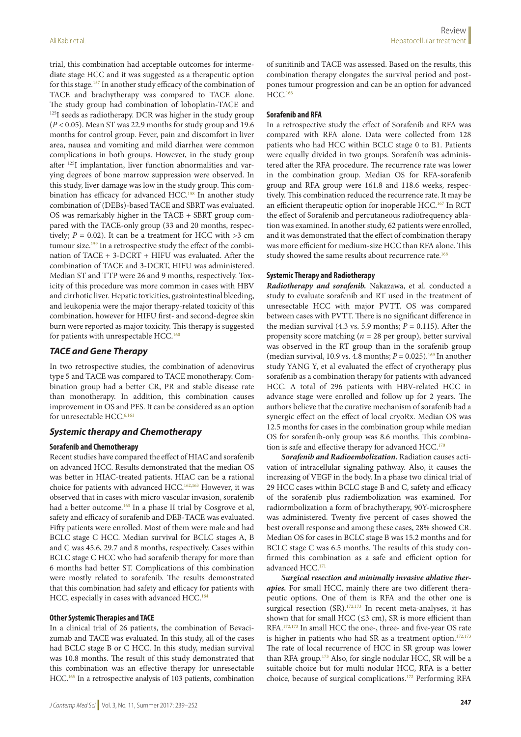trial, this combination had acceptable outcomes for intermediate stage HCC and it was suggested as a therapeutic option for this stage.[157] In another study efficacy of the combination of TACE and brachytherapy was compared to TACE alone. The study group had combination of loboplatin-TACE and $^{125}$I seeds as radiotherapy. DCR was higher in the study group ($P < 0.05$). Mean ST was 22.9 months for study group and 19.6 months for control group. Fever, pain and discomfort in liver area, nausea and vomiting and mild diarrhea were common complications in both groups. However, in the study group after $^{125}$I implantation, liver function abnormalities and varying degrees of bone marrow suppression were observed. In this study, liver damage was low in the study group. This combination has efficacy for advanced HCC.[158] In another study combination of (DEBs)-based TACE and SBRT were evaluated. OS was remarkably higher in the TACE + SBRT group compared with the TACE-only group (33 and 20 months, respectively; $P = 0.02$). It can be a treatment for HCC with >3 cm tumour size.[159] In a retrospective study the effect of the combination of TACE + 3-DCRT + HIFU was evaluated. After the combination of TACE and 3-DCRT, HIFU was administered. Median ST and TTP were 26 and 9 months, respectively. Toxicity of this procedure was more common in cases with HBV and cirrhotic liver. Hepatic toxicities, gastrointestinal bleeding, and leukopenia were the major therapy-related toxicity of this combination, however for HIFU first- and second-degree skin burn were reported as major toxicity. This therapy is suggested for patients with unrespectable HCC.[160]

## *TACE and Gene Therapy*

In two retrospective studies, the combination of adenovirus type 5 and TACE was compared to TACE monotherapy. Combination group had a better CR, PR and stable disease rate than monotherapy. In addition, this combination causes improvement in OS and PFS. It can be considered as an option for unresectable HCC.[6,161]

## *Systemic therapy and Chemotherapy*

### Sorafenib and Chemotherapy

Recent studies have compared the effect of HIAC and sorafenib on advanced HCC. Results demonstrated that the median OS was better in HIAC-treated patients. HIAC can be a rational choice for patients with advanced HCC.[162,163] However, it was observed that in cases with micro vascular invasion, sorafenib had a better outcome.[163] In a phase II trial by Cosgrove et al, safety and efficacy of sorafenib and DEB-TACE was evaluated. Fifty patients were enrolled. Most of them were male and had BCLC stage C HCC. Median survival for BCLC stages A, B and C was 45.6, 29.7 and 8 months, respectively. Cases within BCLC stage C HCC who had sorafenib therapy for more than 6 months had better ST. Complications of this combination were mostly related to sorafenib. The results demonstrated that this combination had safety and efficacy for patients with HCC, especially in cases with advanced HCC.[164]

### Other Systemic Therapies and TACE

In a clinical trial of 26 patients, the combination of Bevacizumab and TACE was evaluated. In this study, all of the cases had BCLC stage B or C HCC. In this study, median survival was 10.8 months. The result of this study demonstrated that this combination was an effective therapy for unresectable HCC.[165] In a retrospective analysis of 103 patients, combination of sunitinib and TACE was assessed. Based on the results, this combination therapy elongates the survival period and postpones tumour progression and can be an option for advanced HCC.[166]

### Sorafenib and RFA

In a retrospective study the effect of Sorafenib and RFA was compared with RFA alone. Data were collected from 128 patients who had HCC within BCLC stage 0 to B1. Patients were equally divided in two groups. Sorafenib was administered after the RFA procedure. The recurrence rate was lower in the combination group. Median OS for RFA-sorafenib group and RFA group were 161.8 and 118.6 weeks, respectively. This combination reduced the recurrence rate. It may be an efficient therapeutic option for inoperable HCC.[167] In RCT the effect of Sorafenib and percutaneous radiofrequency ablation was examined. In another study, 62 patients were enrolled, and it was demonstrated that the effect of combination therapy was more efficient for medium-size HCC than RFA alone. This study showed the same results about recurrence rate.[168]

### Systemic Therapy and Radiotherapy

***Radiotherapy and sorafenib.*** Nakazawa, et al. conducted a study to evaluate sorafenib and RT used in the treatment of unresectable HCC with major PVTT. OS was compared between cases with PVTT. There is no significant difference in the median survival (4.3 vs. 5.9 months; $P = 0.115$). After the propensity score matching ($n = 28$ per group), better survival was observed in the RT group than in the sorafenib group (median survival, 10.9 vs. 4.8 months; $P = 0.025$).[169] In another study YANG Y, et al evaluated the effect of cryotherapy plus sorafenib as a combination therapy for patients with advanced HCC. A total of 296 patients with HBV-related HCC in advance stage were enrolled and follow up for 2 years. The authors believe that the curative mechanism of sorafenib had a synergic effect on the effect of local cryoRx. Median OS was 12.5 months for cases in the combination group while median OS for sorafenib-only group was 8.6 months. This combination is safe and effective therapy for advanced HCC.[170]

***Sorafenib and Radioembolization.*** Radiation causes activation of intracellular signaling pathway. Also, it causes the increasing of VEGF in the body. In a phase two clinical trial of 29 HCC cases within BCLC stage B and C, safety and efficacy of the sorafenib plus radiembolization was examined. For radiormbolization a form of brachytherapy, 90Y-microsphere was administered. Twenty five percent of cases showed the best overall response and among these cases, 28% showed CR. Median OS for cases in BCLC stage B was 15.2 months and for BCLC stage C was 6.5 months. The results of this study confirmed this combination as a safe and efficient option for advanced HCC.[171]

***Surgical resection and minimally invasive ablative therapies.*** For small HCC, mainly there are two different therapeutic options. One of them is RFA and the other one is surgical resection (SR).[172,173] In recent meta-analyses, it has shown that for small HCC (≤3 cm), SR is more efficient than RFA.[172,173] In small HCC the one-, three- and five-year OS rate is higher in patients who had SR as a treatment option.[172,173] The rate of local recurrence of HCC in SR group was lower than RFA group.[173] Also, for single nodular HCC, SR will be a suitable choice but for multi nodular HCC, RFA is a better choice, because of surgical complications.[172] Performing RFA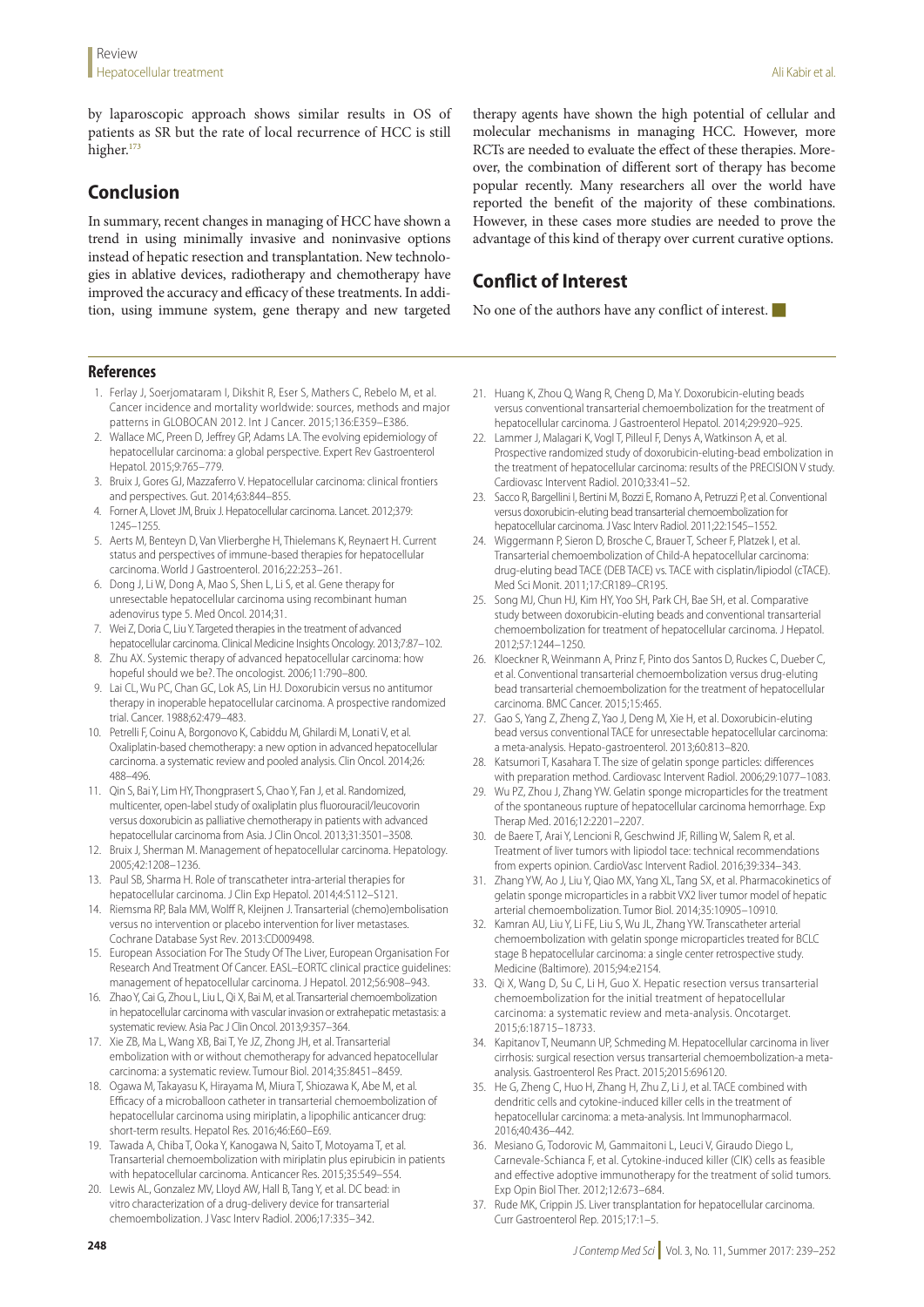by laparoscopic approach shows similar results in OS of patients as SR but the rate of local recurrence of HCC is still higher.[173]

## Conclusion

In summary, recent changes in managing of HCC have shown a trend in using minimally invasive and noninvasive options instead of hepatic resection and transplantation. New technologies in ablative devices, radiotherapy and chemotherapy have improved the accuracy and efficacy of these treatments. In addition, using immune system, gene therapy and new targeted therapy agents have shown the high potential of cellular and molecular mechanisms in managing HCC. However, more RCTs are needed to evaluate the effect of these therapies. Moreover, the combination of different sort of therapy has become popular recently. Many researchers all over the world have reported the benefit of the majority of these combinations. However, in these cases more studies are needed to prove the advantage of this kind of therapy over current curative options.

## Conflict of Interest

No one of the authors have any conflict of interest.

## References

1. Ferlay J, Soerjomataram I, Dikshit R, Eser S, Mathers C, Rebelo M, et al. Cancer incidence and mortality worldwide: sources, methods and major patterns in GLOBOCAN 2012. Int J Cancer. 2015;136:E359–E386.
2. Wallace MC, Preen D, Jeffrey GP, Adams LA. The evolving epidemiology of hepatocellular carcinoma: a global perspective. Expert Rev Gastroenterol Hepatol. 2015;9:765–779.
3. Bruix J, Gores GJ, Mazzaferro V. Hepatocellular carcinoma: clinical frontiers and perspectives. Gut. 2014;63:844–855.
4. Forner A, Llovet JM, Bruix J. Hepatocellular carcinoma. Lancet. 2012;379: 1245–1255.
5. Aerts M, Benteyn D, Van Vlierberghe H, Thielemans K, Reynaert H. Current status and perspectives of immune-based therapies for hepatocellular carcinoma. World J Gastroenterol. 2016;22:253–261.
6. Dong J, Li W, Dong A, Mao S, Shen L, Li S, et al. Gene therapy for unresectable hepatocellular carcinoma using recombinant human adenovirus type 5. Med Oncol. 2014;31.
7. Wei Z, Doria C, Liu Y. Targeted therapies in the treatment of advanced hepatocellular carcinoma. Clinical Medicine Insights Oncology. 2013;7:87–102.
8. Zhu AX. Systemic therapy of advanced hepatocellular carcinoma: how hopeful should we be?. The oncologist. 2006;11:790–800.
9. Lai CL, Wu PC, Chan GC, Lok AS, Lin HJ. Doxorubicin versus no antitumor therapy in inoperable hepatocellular carcinoma. A prospective randomized trial. Cancer. 1988;62:479–483.
10. Petrelli F, Coinu A, Borgonovo K, Cabiddu M, Ghilardi M, Lonati V, et al. Oxaliplatin-based chemotherapy: a new option in advanced hepatocellular carcinoma. a systematic review and pooled analysis. Clin Oncol. 2014;26: 488–496.
11. Qin S, Bai Y, Lim HY, Thongprasert S, Chao Y, Fan J, et al. Randomized, multicenter, open-label study of oxaliplatin plus fluorouracil/leucovorin versus doxorubicin as palliative chemotherapy in patients with advanced hepatocellular carcinoma from Asia. J Clin Oncol. 2013;31:3501–3508.
12. Bruix J, Sherman M. Management of hepatocellular carcinoma. Hepatology. 2005;42:1208–1236.
13. Paul SB, Sharma H. Role of transcatheter intra-arterial therapies for hepatocellular carcinoma. J Clin Exp Hepatol. 2014;4:S112–S121.
14. Riemsma RP, Bala MM, Wolff R, Kleijnen J. Transarterial (chemo)embolisation versus no intervention or placebo intervention for liver metastases. Cochrane Database Syst Rev. 2013:CD009498.
15. European Association For The Study Of The Liver, European Organisation For Research And Treatment Of Cancer. EASL–EORTC clinical practice guidelines: management of hepatocellular carcinoma. J Hepatol. 2012;56:908–943.
16. Zhao Y, Cai G, Zhou L, Liu L, Qi X, Bai M, et al. Transarterial chemoembolization in hepatocellular carcinoma with vascular invasion or extrahepatic metastasis: a systematic review. Asia Pac J Clin Oncol. 2013;9:357–364.
17. Xie ZB, Ma L, Wang XB, Bai T, Ye JZ, Zhong JH, et al. Transarterial embolization with or without chemotherapy for advanced hepatocellular carcinoma: a systematic review. Tumour Biol. 2014;35:8451–8459.
18. Ogawa M, Takayasu K, Hirayama M, Miura T, Shiozawa K, Abe M, et al. Efficacy of a microballoon catheter in transarterial chemoembolization of hepatocellular carcinoma using miriplatin, a lipophilic anticancer drug: short-term results. Hepatol Res. 2016;46:E60–E69.
19. Tawada A, Chiba T, Ooka Y, Kanogawa N, Saito T, Motoyama T, et al. Transarterial chemoembolization with miriplatin plus epirubicin in patients with hepatocellular carcinoma. Anticancer Res. 2015;35:549–554.
20. Lewis AL, Gonzalez MV, Lloyd AW, Hall B, Tang Y, et al. DC bead: in vitro characterization of a drug-delivery device for transarterial chemoembolization. J Vasc Interv Radiol. 2006;17:335–342.
21. Huang K, Zhou Q, Wang R, Cheng D, Ma Y. Doxorubicin-eluting beads versus conventional transarterial chemoembolization for the treatment of hepatocellular carcinoma. J Gastroenterol Hepatol. 2014;29:920–925.
22. Lammer J, Malagari K, Vogl T, Pilleul F, Denys A, Watkinson A, et al. Prospective randomized study of doxorubicin-eluting-bead embolization in the treatment of hepatocellular carcinoma: results of the PRECISION V study. Cardiovasc Intervent Radiol. 2010;33:41–52.
23. Sacco R, Bargellini I, Bertini M, Bozzi E, Romano A, Petruzzi P, et al. Conventional versus doxorubicin-eluting bead transarterial chemoembolization for hepatocellular carcinoma. J Vasc Interv Radiol. 2011;22:1545–1552.
24. Wiggermann P, Sieron D, Brosche C, Brauer T, Scheer F, Platzek I, et al. Transarterial chemoembolization of Child-A hepatocellular carcinoma: drug-eluting bead TACE (DEB TACE) vs. TACE with cisplatin/lipiodol (cTACE). Med Sci Monit. 2011;17:CR189–CR195.
25. Song MJ, Chun HJ, Kim HY, Yoo SH, Park CH, Bae SH, et al. Comparative study between doxorubicin-eluting beads and conventional transarterial chemoembolization for treatment of hepatocellular carcinoma. J Hepatol. 2012;57:1244–1250.
26. Kloeckner R, Weinmann A, Prinz F, Pinto dos Santos D, Ruckes C, Dueber C, et al. Conventional transarterial chemoembolization versus drug-eluting bead transarterial chemoembolization for the treatment of hepatocellular carcinoma. BMC Cancer. 2015;15:465.
27. Gao S, Yang Z, Zheng Z, Yao J, Deng M, Xie H, et al. Doxorubicin-eluting bead versus conventional TACE for unresectable hepatocellular carcinoma: a meta-analysis. Hepato-gastroenterol. 2013;60:813–820.
28. Katsumori T, Kasahara T. The size of gelatin sponge particles: differences with preparation method. Cardiovasc Intervent Radiol. 2006;29:1077–1083.
29. Wu PZ, Zhou J, Zhang YW. Gelatin sponge microparticles for the treatment of the spontaneous rupture of hepatocellular carcinoma hemorrhage. Exp Therap Med. 2016;12:2201–2207.
30. de Baere T, Arai Y, Lencioni R, Geschwind JF, Rilling W, Salem R, et al. Treatment of liver tumors with lipiodol tace: technical recommendations from experts opinion. CardioVasc Intervent Radiol. 2016;39:334–343.
31. Zhang YW, Ao J, Liu Y, Qiao MX, Yang XL, Tang SX, et al. Pharmacokinetics of gelatin sponge microparticles in a rabbit VX2 liver tumor model of hepatic arterial chemoembolization. Tumor Biol. 2014;35:10905–10910.
32. Kamran AU, Liu Y, Li FE, Liu S, Wu JL, Zhang YW. Transcatheter arterial chemoembolization with gelatin sponge microparticles treated for BCLC stage B hepatocellular carcinoma: a single center retrospective study. Medicine (Baltimore). 2015;94:e2154.
33. Qi X, Wang D, Su C, Li H, Guo X. Hepatic resection versus transarterial chemoembolization for the initial treatment of hepatocellular carcinoma: a systematic review and meta-analysis. Oncotarget. 2015;6:18715–18733.
34. Kapitanov T, Neumann UP, Schmeding M. Hepatocellular carcinoma in liver cirrhosis: surgical resection versus transarterial chemoembolization-a meta-analysis. Gastroenterol Res Pract. 2015;2015:696120.
35. He G, Zheng C, Huo H, Zhang H, Zhu Z, Li J, et al. TACE combined with dendritic cells and cytokine-induced killer cells in the treatment of hepatocellular carcinoma: a meta-analysis. Int Immunopharmacol. 2016;40:436–442.
36. Mesiano G, Todorovic M, Gammaitoni L, Leuci V, Giraudo Diego L, Carnevale-Schianca F, et al. Cytokine-induced killer (CIK) cells as feasible and effective adoptive immunotherapy for the treatment of solid tumors. Exp Opin Biol Ther. 2012;12:673–684.
37. Rude MK, Crippin JS. Liver transplantation for hepatocellular carcinoma. Curr Gastroenterol Rep. 2015;17:1–5.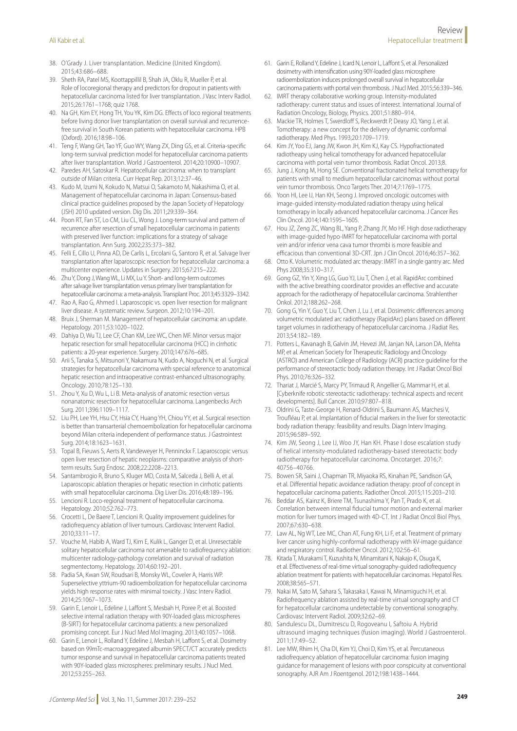38. O'Grady J. Liver transplantation. Medicine (United Kingdom). 2015;43:686–688.
39. Sheth RA, Patel MS, Koottappillil B, Shah JA, Oklu R, Mueller P, et al. Role of locoregional therapy and predictors for dropout in patients with hepatocellular carcinoma listed for liver transplantation. J Vasc Interv Radiol. 2015;26:1761–1768; quiz 1768.
40. Na GH, Kim EY, Hong TH, You YK, Kim DG. Effects of loco regional treatments before living donor liver transplantation on overall survival and recurrence-free survival in South Korean patients with hepatocellular carcinoma. HPB (Oxford). 2016;18:98–106.
41. Teng F, Wang GH, Tao YF, Guo WY, Wang ZX, Ding GS, et al. Criteria-specific long-term survival prediction model for hepatocellular carcinoma patients after liver transplantation. World J Gastroenterol. 2014;20:10900–10907.
42. Paredes AH, Satoskar R. Hepatocellular carcinoma: when to transplant outside of Milan criteria. Curr Hepat Rep. 2013;12:37–46.
43. Kudo M, Izumi N, Kokudo N, Matsui O, Sakamoto M, Nakashima O, et al. Management of hepatocellular carcinoma in Japan: Consensus-based clinical practice guidelines proposed by the Japan Society of Hepatology (JSH) 2010 updated version. Dig Dis. 2011;29:339–364.
44. Poon RT, Fan ST, Lo CM, Liu CL, Wong J. Long-term survival and pattern of recurrence after resection of small hepatocellular carcinoma in patients with preserved liver function: implications for a strategy of salvage transplantation. Ann Surg. 2002;235:373–382.
45. Felli E, Cillo U, Pinna AD, De Carlis L, Ercolani G, Santoro R, et al. Salvage liver transplantation after laparoscopic resection for hepatocellular carcinoma: a multicenter experience. Updates in Surgery. 2015;67:215–222.
46. Zhu Y, Dong J, Wang WL, Li MX, Lu Y. Short- and long-term outcomes after salvage liver transplantation versus primary liver transplantation for hepatocellular carcinoma: a meta-analysis. Transplant Proc. 2013;45:3329–3342.
47. Rao A, Rao G, Ahmed I. Laparoscopic vs. open liver resection for malignant liver disease. A systematic review. Surgeon. 2012;10:194–201.
48. Bruix J, Sherman M. Management of hepatocellular carcinoma: an update. Hepatology. 2011;53:1020–1022.
49. Dahiya D, Wu TJ, Lee CF, Chan KM, Lee WC, Chen MF. Minor versus major hepatic resection for small hepatocellular carcinoma (HCC) in cirrhotic patients: a 20-year experience. Surgery. 2010;147:676–685.
50. Arii S, Tanaka S, Mitsunori Y, Nakamura N, Kudo A, Noguchi N, et al. Surgical strategies for hepatocellular carcinoma with special reference to anatomical hepatic resection and intraoperative contrast-enhanced ultrasonography. Oncology. 2010;78:125–130.
51. Zhou Y, Xu D, Wu L, Li B. Meta-analysis of anatomic resection versus nonanatomic resection for hepatocellular carcinoma. Langenbecks Arch Surg. 2011;396:1109–1117.
52. Liu PH, Lee YH, Hsu CY, Hsia CY, Huang YH, Chiou YY, et al. Surgical resection is better than transarterial chemoembolization for hepatocellular carcinoma beyond Milan criteria independent of performance status. J Gastrointest Surg. 2014;18:1623–1631.
53. Topal B, Fieuws S, Aerts R, Vandeweyer H, Penninckx F. Laparoscopic versus open liver resection of hepatic neoplasms: comparative analysis of short-term results. Surg Endosc. 2008;22:2208–2213.
54. Santambrogio R, Bruno S, Kluger MD, Costa M, Salceda J, Belli A, et al. Laparoscopic ablation therapies or hepatic resection in cirrhotic patients with small hepatocellular carcinoma. Dig Liver Dis. 2016;48:189–196.
55. Lencioni R. Loco-regional treatment of hepatocellular carcinoma. Hepatology. 2010;52:762–773.
56. Crocetti L, De Baere T, Lencioni R. Quality improvement guidelines for radiofrequency ablation of liver tumours. Cardiovasc Intervent Radiol. 2010;33:11–17.
57. Vouche M, Habib A, Ward TJ, Kim E, Kulik L, Ganger D, et al. Unresectable solitary hepatocellular carcinoma not amenable to radiofrequency ablation: multicenter radiology-pathology correlation and survival of radiation segmentectomy. Hepatology. 2014;60:192–201.
58. Padia SA, Kwan SW, Roudsari B, Monsky WL, Coveler A, Harris WP. Superselective yttrium-90 radioembolization for hepatocellular carcinoma yields high response rates with minimal toxicity. J Vasc Interv Radiol. 2014;25:1067–1073.
59. Garin E, Lenoir L, Edeline J, Laffont S, Mesbah H, Poree P, et al. Boosted selective internal radiation therapy with 90Y-loaded glass microspheres (B-SIRT) for hepatocellular carcinoma patients: a new personalized promising concept. Eur J Nucl Med Mol Imaging. 2013;40:1057–1068.
60. Garin E, Lenoir L, Rolland Y, Edeline J, Mesbah H, Laffont S, et al. Dosimetry based on 99mTc-macroaggregated albumin SPECT/CT accurately predicts tumor response and survival in hepatocellular carcinoma patients treated with 90Y-loaded glass microspheres: preliminary results. J Nucl Med. 2012;53:255–263.
61. Garin E, Rolland Y, Edeline J, Icard N, Lenoir L, Laffont S, et al. Personalized dosimetry with intensification using 90Y-loaded glass microsphere radioembolization induces prolonged overall survival in hepatocellular carcinoma patients with portal vein thrombosis. J Nucl Med. 2015;56:339–346.
62. IMRT therapy collaborative working group. Intensity-modulated radiotherapy: current status and issues of interest. International Journal of Radiation Oncology, Biology, Physics. 2001;51:880–914.
63. Mackie TR, Holmes T, Swerdloff S, Reckwerdt P, Deasy JO, Yang J, et al. Tomotherapy: a new concept for the delivery of dynamic conformal radiotherapy. Med Phys. 1993;20:1709–1719.
64. Kim JY, Yoo EJ, Jang JW, Kwon JH, Kim KJ, Kay CS. Hypofractionated radiotheapy using helical tomotherapy for advanced hepatocellular carcinoma with portal vein tumor thrombosis. Radiat Oncol. 2013;8.
65. Jung J, Kong M, Hong SE. Conventional fractionated helical tomotherapy for patients with small to medium hepatocellular carcinomas without portal vein tumor thrombosis. Onco Targets Ther. 2014;7:1769–1775.
66. Yoon HI, Lee IJ, Han KH, Seong J. Improved oncologic outcomes with image-guided intensity-modulated radiation therapy using helical tomotherapy in locally advanced hepatocellular carcinoma. J Cancer Res Clin Oncol. 2014;140:1595–1605.
67. Hou JZ, Zeng ZC, Wang BL, Yang P, Zhang JY, Mo HF. High dose radiotherapy with image-guided hypo-IMRT for hepatocellular carcinoma with portal vein and/or inferior vena cava tumor thrombi is more feasible and efficacious than conventional 3D-CRT. Jpn J Clin Oncol. 2016;46:357–362.
68. Otto K. Volumetric modulated arc therapy: IMRT in a single gantry arc. Med Phys 2008;35:310–317.
69. Gong GZ, Yin Y, Xing LG, Guo YJ, Liu T, Chen J, et al. RapidArc combined with the active breathing coordinator provides an effective and accurate approach for the radiotherapy of hepatocellular carcinoma. Strahlenther Onkol. 2012;188:262–268.
70. Gong G, Yin Y, Guo Y, Liu T, Chen J, Lu J, et al. Dosimetric differences among volumetric modulated arc radiotherapy (RapidArc) plans based on different target volumes in radiotherapy of hepatocellular carcinoma. J Radiat Res. 2013;54:182–189.
71. Potters L, Kavanagh B, Galvin JM, Hevezi JM, Janjan NA, Larson DA, Mehta MP, et al. American Society for Therapeutic Radiology and Oncology (ASTRO) and American College of Radiology (ACR) practice guideline for the performance of stereotactic body radiation therapy. Int J Radiat Oncol Biol Phys. 2010;76:326–332.
72. Thariat J, Marcié S, Marcy PY, Trimaud R, Angellier G, Mammar H, et al. [Cyberknife robotic stereotactic radiotherapy: technical aspects and recent developments]. Bull Cancer. 2010;97:807–818.
73. Oldrini G, Taste-George H, Renard-Oldrini S, Baumann AS, Marchesi V, Troufléau P, et al. Implantation of fiducial markers in the liver for stereotactic body radiation therapy: feasibility and results. Diagn Interv Imaging. 2015;96:589–592.
74. Kim JW, Seong J, Lee IJ, Woo JY, Han KH. Phase I dose escalation study of helical intensity-modulated radiotherapy-based stereotactic body radiotherapy for hepatocellular carcinoma. Oncotarget. 2016;7: 40756–40766.
75. Bowen SR, Saini J, Chapman TR, Miyaoka RS, Kinahan PE, Sandison GA, et al. Differential hepatic avoidance radiation therapy: proof of concept in hepatocellular carcinoma patients. Radiother Oncol. 2015;115:203–210.
76. Beddar AS, Kainz K, Briere TM, Tsunashima Y, Pan T, Prado K, et al. Correlation between internal fiducial tumor motion and external marker motion for liver tumors imaged with 4D-CT. Int J Radiat Oncol Biol Phys. 2007;67:630–638.
77. Law AL, Ng WT, Lee MC, Chan AT, Fung KH, Li F, et al. Treatment of primary liver cancer using highly-conformal radiotherapy with kV-image guidance and respiratory control. Radiother Oncol. 2012;102:56–61.
78. Kitada T, Murakami T, Kuzushita N, Minamitani K, Nakajo K, Osuga K, et al. Effectiveness of real-time virtual sonography-guided radiofrequency ablation treatment for patients with hepatocellular carcinomas. Hepatol Res. 2008;38:565–571.
79. Nakai M, Sato M, Sahara S, Takasaka I, Kawai N, Minamiguchi H, et al. Radiofrequency ablation assisted by real-time virtual sonography and CT for hepatocellular carcinoma undetectable by conventional sonography. Cardiovasc Intervent Radiol. 2009;32:62–69.
80. Sandulescu DL, Dumitrescu D, Rogoveanu I, Saftoiu A. Hybrid ultrasound imaging techniques (fusion imaging). World J Gastroenterol. 2011;17:49–52.
81. Lee MW, Rhim H, Cha DI, Kim YJ, Choi D, Kim YS, et al. Percutaneous radiofrequency ablation of hepatocellular carcinoma: fusion imaging guidance for management of lesions with poor conspicuity at conventional sonography. AJR Am J Roentgenol. 2012;198:1438–1444.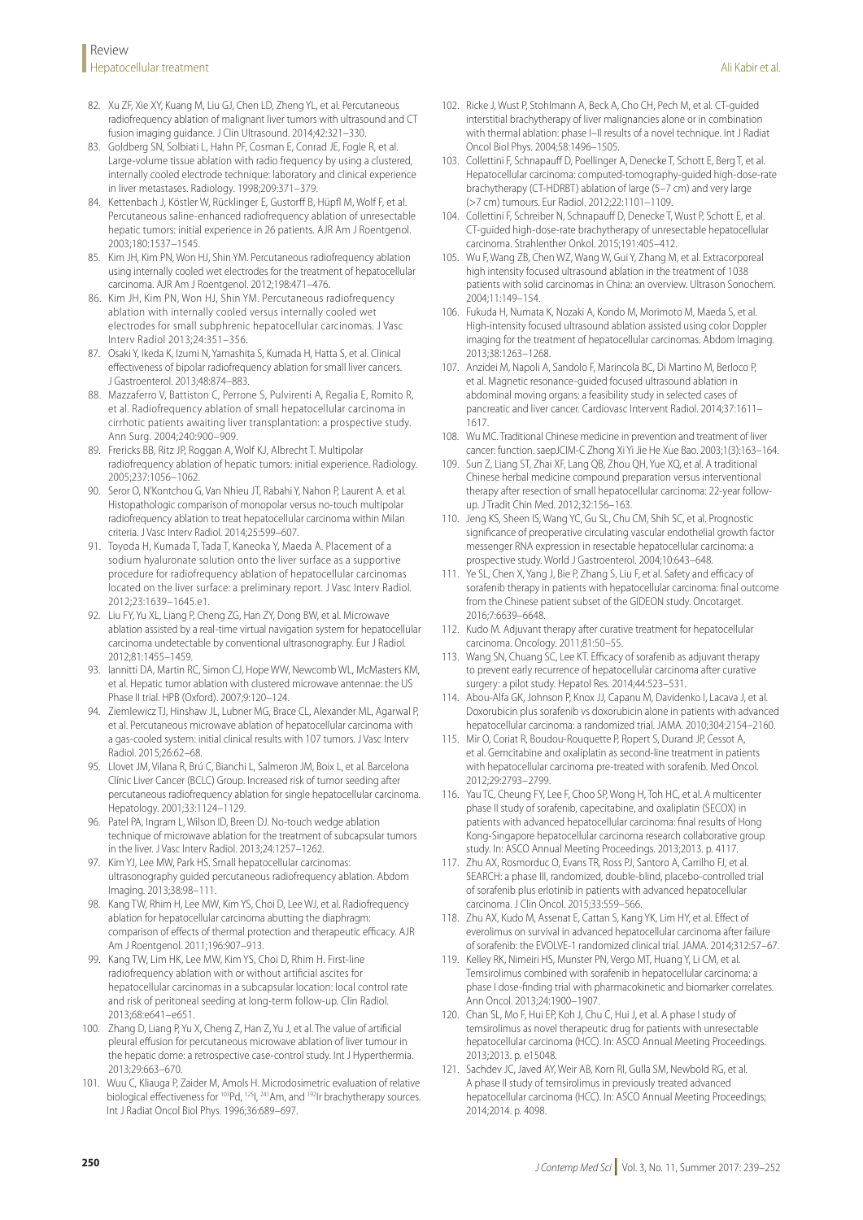82. Xu ZF, Xie XY, Kuang M, Liu GJ, Chen LD, Zheng YL, et al. Percutaneous radiofrequency ablation of malignant liver tumors with ultrasound and CT fusion imaging guidance. J Clin Ultrasound. 2014;42:321–330.
83. Goldberg SN, Solbiati L, Hahn PF, Cosman E, Conrad JE, Fogle R, et al. Large-volume tissue ablation with radio frequency by using a clustered, internally cooled electrode technique: laboratory and clinical experience in liver metastases. Radiology. 1998;209:371–379.
84. Kettenbach J, Köstler W, Rücklinger E, Gustorff B, Hüpfl M, Wolf F, et al. Percutaneous saline-enhanced radiofrequency ablation of unresectable hepatic tumors: initial experience in 26 patients. AJR Am J Roentgenol. 2003;180:1537–1545.
85. Kim JH, Kim PN, Won HJ, Shin YM. Percutaneous radiofrequency ablation using internally cooled wet electrodes for the treatment of hepatocellular carcinoma. AJR Am J Roentgenol. 2012;198:471–476.
86. Kim JH, Kim PN, Won HJ, Shin YM. Percutaneous radiofrequency ablation with internally cooled versus internally cooled wet electrodes for small subphrenic hepatocellular carcinomas. J Vasc Interv Radiol 2013;24:351–356.
87. Osaki Y, Ikeda K, Izumi N, Yamashita S, Kumada H, Hatta S, et al. Clinical effectiveness of bipolar radiofrequency ablation for small liver cancers. J Gastroenterol. 2013;48:874–883.
88. Mazzaferro V, Battiston C, Perrone S, Pulvirenti A, Regalia E, Romito R, et al. Radiofrequency ablation of small hepatocellular carcinoma in cirrhotic patients awaiting liver transplantation: a prospective study. Ann Surg. 2004;240:900–909.
89. Frericks BB, Ritz JP, Roggan A, Wolf KJ, Albrecht T. Multipolar radiofrequency ablation of hepatic tumors: initial experience. Radiology. 2005;237:1056–1062.
90. Seror O, N'Kontchou G, Van Nhieu JT, Rabahi Y, Nahon P, Laurent A. et al. Histopathologic comparison of monopolar versus no-touch multipolar radiofrequency ablation to treat hepatocellular carcinoma within Milan criteria. J Vasc Interv Radiol. 2014;25:599–607.
91. Toyoda H, Kumada T, Tada T, Kaneoka Y, Maeda A. Placement of a sodium hyaluronate solution onto the liver surface as a supportive procedure for radiofrequency ablation of hepatocellular carcinomas located on the liver surface: a preliminary report. J Vasc Interv Radiol. 2012;23:1639–1645.e1.
92. Liu FY, Yu XL, Liang P, Cheng ZG, Han ZY, Dong BW, et al. Microwave ablation assisted by a real-time virtual navigation system for hepatocellular carcinoma undetectable by conventional ultrasonography. Eur J Radiol. 2012;81:1455–1459.
93. Iannitti DA, Martin RC, Simon CJ, Hope WW, Newcomb WL, McMasters KM, et al. Hepatic tumor ablation with clustered microwave antennae: the US Phase II trial. HPB (Oxford). 2007;9:120–124.
94. Ziemlewicz TJ, Hinshaw JL, Lubner MG, Brace CL, Alexander ML, Agarwal P, et al. Percutaneous microwave ablation of hepatocellular carcinoma with a gas-cooled system: initial clinical results with 107 tumors. J Vasc Interv Radiol. 2015;26:62–68.
95. Llovet JM, Vilana R, Brú C, Bianchi L, Salmeron JM, Boix L, et al. Barcelona Clínic Liver Cancer (BCLC) Group. Increased risk of tumor seeding after percutaneous radiofrequency ablation for single hepatocellular carcinoma. Hepatology. 2001;33:1124–1129.
96. Patel PA, Ingram L, Wilson ID, Breen DJ. No-touch wedge ablation technique of microwave ablation for the treatment of subcapsular tumors in the liver. J Vasc Interv Radiol. 2013;24:1257–1262.
97. Kim YJ, Lee MW, Park HS. Small hepatocellular carcinomas: ultrasonography guided percutaneous radiofrequency ablation. Abdom Imaging. 2013;38:98–111.
98. Kang TW, Rhim H, Lee MW, Kim YS, Choi D, Lee WJ, et al. Radiofrequency ablation for hepatocellular carcinoma abutting the diaphragm: comparison of effects of thermal protection and therapeutic efficacy. AJR Am J Roentgenol. 2011;196:907–913.
99. Kang TW, Lim HK, Lee MW, Kim YS, Choi D, Rhim H. First-line radiofrequency ablation with or without artificial ascites for hepatocellular carcinomas in a subcapsular location: local control rate and risk of peritoneal seeding at long-term follow-up. Clin Radiol. 2013;68:e641–e651.
100. Zhang D, Liang P, Yu X, Cheng Z, Han Z, Yu J, et al. The value of artificial pleural effusion for percutaneous microwave ablation of liver tumour in the hepatic dome: a retrospective case-control study. Int J Hyperthermia. 2013;29:663–670.
101. Wuu C, Kliauga P, Zaider M, Amols H. Microdosimetric evaluation of relative biological effectiveness for $^{103}$Pd, $^{125}$I, $^{241}$Am, and $^{192}$Ir brachytherapy sources. Int J Radiat Oncol Biol Phys. 1996;36:689–697.
102. Ricke J, Wust P, Stohlmann A, Beck A, Cho CH, Pech M, et al. CT-guided interstitial brachytherapy of liver malignancies alone or in combination with thermal ablation: phase I–II results of a novel technique. Int J Radiat Oncol Biol Phys. 2004;58:1496–1505.
103. Collettini F, Schnapauff D, Poellinger A, Denecke T, Schott E, Berg T, et al. Hepatocellular carcinoma: computed-tomography-guided high-dose-rate brachytherapy (CT-HDRBT) ablation of large (5–7 cm) and very large (>7 cm) tumours. Eur Radiol. 2012;22:1101–1109.
104. Collettini F, Schreiber N, Schnapauff D, Denecke T, Wust P, Schott E, et al. CT-guided high-dose-rate brachytherapy of unresectable hepatocellular carcinoma. Strahlenther Onkol. 2015;191:405–412.
105. Wu F, Wang ZB, Chen WZ, Wang W, Gui Y, Zhang M, et al. Extracorporeal high intensity focused ultrasound ablation in the treatment of 1038 patients with solid carcinomas in China: an overview. Ultrason Sonochem. 2004;11:149–154.
106. Fukuda H, Numata K, Nozaki A, Kondo M, Morimoto M, Maeda S, et al. High-intensity focused ultrasound ablation assisted using color Doppler imaging for the treatment of hepatocellular carcinomas. Abdom Imaging. 2013;38:1263–1268.
107. Anzidei M, Napoli A, Sandolo F, Marincola BC, Di Martino M, Berloco P, et al. Magnetic resonance-guided focused ultrasound ablation in abdominal moving organs: a feasibility study in selected cases of pancreatic and liver cancer. Cardiovasc Intervent Radiol. 2014;37:1611–1617.
108. Wu MC. Traditional Chinese medicine in prevention and treatment of liver cancer: function. saepJCIM-C Zhong Xi Yi Jie He Xue Bao. 2003;1(3):163–164.
109. Sun Z, Liang ST, Zhai XF, Lang QB, Zhou QH, Yue XQ, et al. A traditional Chinese herbal medicine compound preparation versus interventional therapy after resection of small hepatocellular carcinoma: 22-year follow-up. J Tradit Chin Med. 2012;32:156–163.
110. Jeng KS, Sheen IS, Wang YC, Gu SL, Chu CM, Shih SC, et al. Prognostic significance of preoperative circulating vascular endothelial growth factor messenger RNA expression in resectable hepatocellular carcinoma: a prospective study. World J Gastroenterol. 2004;10:643–648.
111. Ye SL, Chen X, Yang J, Bie P, Zhang S, Liu F, et al. Safety and efficacy of sorafenib therapy in patients with hepatocellular carcinoma: final outcome from the Chinese patient subset of the GIDEON study. Oncotarget. 2016;7:6639–6648.
112. Kudo M. Adjuvant therapy after curative treatment for hepatocellular carcinoma. Oncology. 2011;81:50–55.
113. Wang SN, Chuang SC, Lee KT. Efficacy of sorafenib as adjuvant therapy to prevent early recurrence of hepatocellular carcinoma after curative surgery: a pilot study. Hepatol Res. 2014;44:523–531.
114. Abou-Alfa GK, Johnson P, Knox JJ, Capanu M, Davidenko I, Lacava J, et al. Doxorubicin plus sorafenib vs doxorubicin alone in patients with advanced hepatocellular carcinoma: a randomized trial. JAMA. 2010;304:2154–2160.
115. Mir O, Coriat R, Boudou-Rouquette P, Ropert S, Durand JP, Cessot A, et al. Gemcitabine and oxaliplatin as second-line treatment in patients with hepatocellular carcinoma pre-treated with sorafenib. Med Oncol. 2012;29:2793–2799.
116. Yau TC, Cheung FY, Lee F, Choo SP, Wong H, Toh HC, et al. A multicenter phase II study of sorafenib, capecitabine, and oxaliplatin (SECOX) in patients with advanced hepatocellular carcinoma: final results of Hong Kong-Singapore hepatocellular carcinoma research collaborative group study. In: ASCO Annual Meeting Proceedings. 2013;2013. p. 4117.
117. Zhu AX, Rosmorduc O, Evans TR, Ross PJ, Santoro A, Carrilho FJ, et al. SEARCH: a phase III, randomized, double-blind, placebo-controlled trial of sorafenib plus erlotinib in patients with advanced hepatocellular carcinoma. J Clin Oncol. 2015;33:559–566.
118. Zhu AX, Kudo M, Assenat E, Cattan S, Kang YK, Lim HY, et al. Effect of everolimus on survival in advanced hepatocellular carcinoma after failure of sorafenib: the EVOLVE-1 randomized clinical trial. JAMA. 2014;312:57–67.
119. Kelley RK, Nimeiri HS, Munster PN, Vergo MT, Huang Y, Li CM, et al. Temsirolimus combined with sorafenib in hepatocellular carcinoma: a phase I dose-finding trial with pharmacokinetic and biomarker correlates. Ann Oncol. 2013;24:1900–1907.
120. Chan SL, Mo F, Hui EP, Koh J, Chu C, Hui J, et al. A phase I study of temsirolimus as novel therapeutic drug for patients with unresectable hepatocellular carcinoma (HCC). In: ASCO Annual Meeting Proceedings. 2013;2013. p. e15048.
121. Sachdev JC, Javed AY, Weir AB, Korn RI, Gulla SM, Newbold RG, et al. A phase II study of temsirolimus in previously treated advanced hepatocellular carcinoma (HCC). In: ASCO Annual Meeting Proceedings; 2014;2014. p. 4098.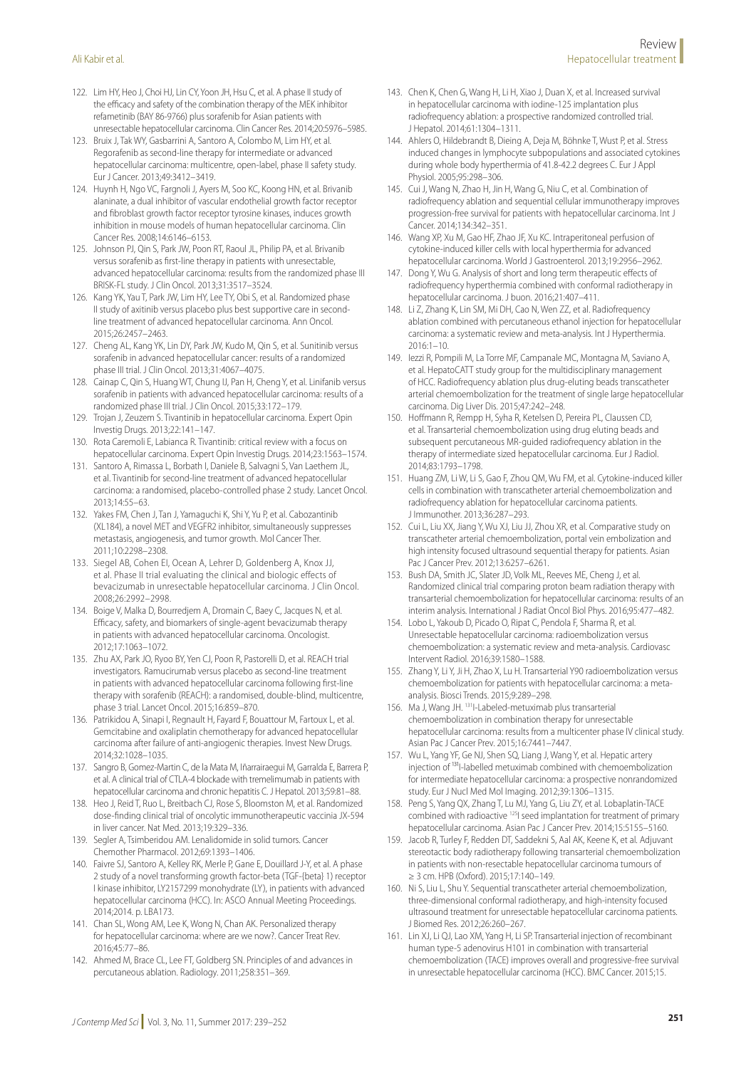122. Lim HY, Heo J, Choi HJ, Lin CY, Yoon JH, Hsu C, et al. A phase II study of the efficacy and safety of the combination therapy of the MEK inhibitor refametinib (BAY 86-9766) plus sorafenib for Asian patients with unresectable hepatocellular carcinoma. Clin Cancer Res. 2014;20:5976–5985.
123. Bruix J, Tak WY, Gasbarrini A, Santoro A, Colombo M, Lim HY, et al. Regorafenib as second-line therapy for intermediate or advanced hepatocellular carcinoma: multicentre, open-label, phase II safety study. Eur J Cancer. 2013;49:3412–3419.
124. Huynh H, Ngo VC, Fargnoli J, Ayers M, Soo KC, Koong HN, et al. Brivanib alaninate, a dual inhibitor of vascular endothelial growth factor receptor and fibroblast growth factor receptor tyrosine kinases, induces growth inhibition in mouse models of human hepatocellular carcinoma. Clin Cancer Res. 2008;14:6146–6153.
125. Johnson PJ, Qin S, Park JW, Poon RT, Raoul JL, Philip PA, et al. Brivanib versus sorafenib as first-line therapy in patients with unresectable, advanced hepatocellular carcinoma: results from the randomized phase III BRISK-FL study. J Clin Oncol. 2013;31:3517–3524.
126. Kang YK, Yau T, Park JW, Lim HY, Lee TY, Obi S, et al. Randomized phase II study of axitinib versus placebo plus best supportive care in second-line treatment of advanced hepatocellular carcinoma. Ann Oncol. 2015;26:2457–2463.
127. Cheng AL, Kang YK, Lin DY, Park JW, Kudo M, Qin S, et al. Sunitinib versus sorafenib in advanced hepatocellular cancer: results of a randomized phase III trial. J Clin Oncol. 2013;31:4067–4075.
128. Cainap C, Qin S, Huang WT, Chung IJ, Pan H, Cheng Y, et al. Linifanib versus sorafenib in patients with advanced hepatocellular carcinoma: results of a randomized phase III trial. J Clin Oncol. 2015;33:172–179.
129. Trojan J, Zeuzem S. Tivantinib in hepatocellular carcinoma. Expert Opin Investig Drugs. 2013;22:141–147.
130. Rota Caremoli E, Labianca R. Tivantinib: critical review with a focus on hepatocellular carcinoma. Expert Opin Investig Drugs. 2014;23:1563–1574.
131. Santoro A, Rimassa L, Borbath I, Daniele B, Salvagni S, Van Laethem JL, et al. Tivantinib for second-line treatment of advanced hepatocellular carcinoma: a randomised, placebo-controlled phase 2 study. Lancet Oncol. 2013;14:55–63.
132. Yakes FM, Chen J, Tan J, Yamaguchi K, Shi Y, Yu P, et al. Cabozantinib (XL184), a novel MET and VEGFR2 inhibitor, simultaneously suppresses metastasis, angiogenesis, and tumor growth. Mol Cancer Ther. 2011;10:2298–2308.
133. Siegel AB, Cohen EI, Ocean A, Lehrer D, Goldenberg A, Knox JJ, et al. Phase II trial evaluating the clinical and biologic effects of bevacizumab in unresectable hepatocellular carcinoma. J Clin Oncol. 2008;26:2992–2998.
134. Boige V, Malka D, Bourredjem A, Dromain C, Baey C, Jacques N, et al. Efficacy, safety, and biomarkers of single-agent bevacizumab therapy in patients with advanced hepatocellular carcinoma. Oncologist. 2012;17:1063–1072.
135. Zhu AX, Park JO, Ryoo BY, Yen CJ, Poon R, Pastorelli D, et al. REACH trial investigators. Ramucirumab versus placebo as second-line treatment in patients with advanced hepatocellular carcinoma following first-line therapy with sorafenib (REACH): a randomised, double-blind, multicentre, phase 3 trial. Lancet Oncol. 2015;16:859–870.
136. Patrikidou A, Sinapi I, Regnault H, Fayard F, Bouattour M, Fartoux L, et al. Gemcitabine and oxaliplatin chemotherapy for advanced hepatocellular carcinoma after failure of anti-angiogenic therapies. Invest New Drugs. 2014;32:1028–1035.
137. Sangro B, Gomez-Martin C, de la Mata M, Iñarrairaegui M, Garralda E, Barrera P, et al. A clinical trial of CTLA-4 blockade with tremelimumab in patients with hepatocellular carcinoma and chronic hepatitis C. J Hepatol. 2013;59:81–88.
138. Heo J, Reid T, Ruo L, Breitbach CJ, Rose S, Bloomston M, et al. Randomized dose-finding clinical trial of oncolytic immunotherapeutic vaccinia JX-594 in liver cancer. Nat Med. 2013;19:329–336.
139. Segler A, Tsimberidou AM. Lenalidomide in solid tumors. Cancer Chemother Pharmacol. 2012;69:1393–1406.
140. Faivre SJ, Santoro A, Kelley RK, Merle P, Gane E, Douillard J-Y, et al. A phase 2 study of a novel transforming growth factor-beta (TGF-{beta} 1) receptor I kinase inhibitor, LY2157299 monohydrate (LY), in patients with advanced hepatocellular carcinoma (HCC). In: ASCO Annual Meeting Proceedings. 2014;2014. p. LBA173.
141. Chan SL, Wong AM, Lee K, Wong N, Chan AK. Personalized therapy for hepatocellular carcinoma: where are we now?. Cancer Treat Rev. 2016;45:77–86.
142. Ahmed M, Brace CL, Lee FT, Goldberg SN. Principles of and advances in percutaneous ablation. Radiology. 2011;258:351–369.
143. Chen K, Chen G, Wang H, Li H, Xiao J, Duan X, et al. Increased survival in hepatocellular carcinoma with iodine-125 implantation plus radiofrequency ablation: a prospective randomized controlled trial. J Hepatol. 2014;61:1304–1311.
144. Ahlers O, Hildebrandt B, Dieing A, Deja M, Böhnke T, Wust P, et al. Stress induced changes in lymphocyte subpopulations and associated cytokines during whole body hyperthermia of 41.8-42.2 degrees C. Eur J Appl Physiol. 2005;95:298–306.
145. Cui J, Wang N, Zhao H, Jin H, Wang G, Niu C, et al. Combination of radiofrequency ablation and sequential cellular immunotherapy improves progression-free survival for patients with hepatocellular carcinoma. Int J Cancer. 2014;134:342–351.
146. Wang XP, Xu M, Gao HF, Zhao JF, Xu KC. Intraperitoneal perfusion of cytokine-induced killer cells with local hyperthermia for advanced hepatocellular carcinoma. World J Gastroenterol. 2013;19:2956–2962.
147. Dong Y, Wu G. Analysis of short and long term therapeutic effects of radiofrequency hyperthermia combined with conformal radiotherapy in hepatocellular carcinoma. J buon. 2016;21:407–411.
148. Li Z, Zhang K, Lin SM, Mi DH, Cao N, Wen ZZ, et al. Radiofrequency ablation combined with percutaneous ethanol injection for hepatocellular carcinoma: a systematic review and meta-analysis. Int J Hyperthermia. 2016:1–10.
149. Iezzi R, Pompili M, La Torre MF, Campanale MC, Montagna M, Saviano A, et al. HepatoCATT study group for the multidisciplinary management of HCC. Radiofrequency ablation plus drug-eluting beads transcatheter arterial chemoembolization for the treatment of single large hepatocellular carcinoma. Dig Liver Dis. 2015;47:242–248.
150. Hoffmann R, Rempp H, Syha R, Ketelsen D, Pereira PL, Claussen CD, et al. Transarterial chemoembolization using drug eluting beads and subsequent percutaneous MR-guided radiofrequency ablation in the therapy of intermediate sized hepatocellular carcinoma. Eur J Radiol. 2014;83:1793–1798.
151. Huang ZM, Li W, Li S, Gao F, Zhou QM, Wu FM, et al. Cytokine-induced killer cells in combination with transcatheter arterial chemoembolization and radiofrequency ablation for hepatocellular carcinoma patients. J Immunother. 2013;36:287–293.
152. Cui L, Liu XX, Jiang Y, Wu XJ, Liu JJ, Zhou XR, et al. Comparative study on transcatheter arterial chemoembolization, portal vein embolization and high intensity focused ultrasound sequential therapy for patients. Asian Pac J Cancer Prev. 2012;13:6257–6261.
153. Bush DA, Smith JC, Slater JD, Volk ML, Reeves ME, Cheng J, et al. Randomized clinical trial comparing proton beam radiation therapy with transarterial chemoembolization for hepatocellular carcinoma: results of an interim analysis. International J Radiat Oncol Biol Phys. 2016;95:477–482.
154. Lobo L, Yakoub D, Picado O, Ripat C, Pendola F, Sharma R, et al. Unresectable hepatocellular carcinoma: radioembolization versus chemoembolization: a systematic review and meta-analysis. Cardiovasc Intervent Radiol. 2016;39:1580–1588.
155. Zhang Y, Li Y, Ji H, Zhao X, Lu H. Transarterial Y90 radioembolization versus chemoembolization for patients with hepatocellular carcinoma: a meta-analysis. Biosci Trends. 2015;9:289–298.
156. Ma J, Wang JH. $^{131}$I-Labeled-metuximab plus transarterial chemoembolization in combination therapy for unresectable hepatocellular carcinoma: results from a multicenter phase IV clinical study. Asian Pac J Cancer Prev. 2015;16:7441–7447.
157. Wu L, Yang YF, Ge NJ, Shen SQ, Liang J, Wang Y, et al. Hepatic artery injection of $^{131}$I-labelled metuximab combined with chemoembolization for intermediate hepatocellular carcinoma: a prospective nonrandomized study. Eur J Nucl Med Mol Imaging. 2012;39:1306–1315.
158. Peng S, Yang QX, Zhang T, Lu MJ, Yang G, Liu ZY, et al. Lobaplatin-TACE combined with radioactive $^{125}$I seed implantation for treatment of primary hepatocellular carcinoma. Asian Pac J Cancer Prev. 2014;15:5155–5160.
159. Jacob R, Turley F, Redden DT, Saddekni S, Aal AK, Keene K, et al. Adjuvant stereotactic body radiotherapy following transarterial chemoembolization in patients with non-resectable hepatocellular carcinoma tumours of ≥ 3 cm. HPB (Oxford). 2015;17:140–149.
160. Ni S, Liu L, Shu Y. Sequential transcatheter arterial chemoembolization, three-dimensional conformal radiotherapy, and high-intensity focused ultrasound treatment for unresectable hepatocellular carcinoma patients. J Biomed Res. 2012;26:260–267.
161. Lin XJ, Li QJ, Lao XM, Yang H, Li SP. Transarterial injection of recombinant human type-5 adenovirus H101 in combination with transarterial chemoembolization (TACE) improves overall and progressive-free survival in unresectable hepatocellular carcinoma (HCC). BMC Cancer. 2015;15.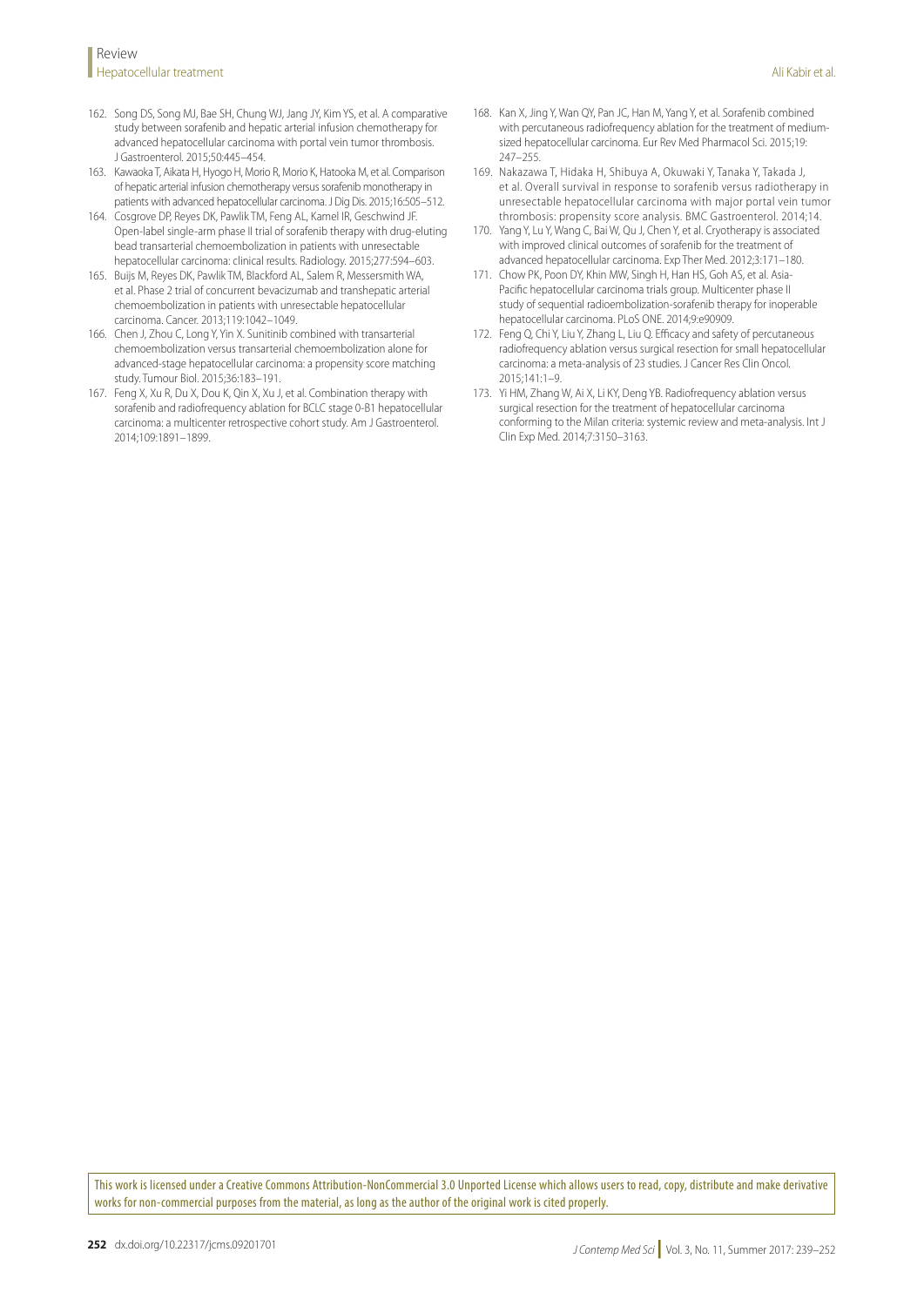162. Song DS, Song MJ, Bae SH, Chung WJ, Jang JY, Kim YS, et al. A comparative study between sorafenib and hepatic arterial infusion chemotherapy for advanced hepatocellular carcinoma with portal vein tumor thrombosis. J Gastroenterol. 2015;50:445–454.
163. Kawaoka T, Aikata H, Hyogo H, Morio R, Morio K, Hatooka M, et al. Comparison of hepatic arterial infusion chemotherapy versus sorafenib monotherapy in patients with advanced hepatocellular carcinoma. J Dig Dis. 2015;16:505–512.
164. Cosgrove DP, Reyes DK, Pawlik TM, Feng AL, Kamel IR, Geschwind JF. Open-label single-arm phase II trial of sorafenib therapy with drug-eluting bead transarterial chemoembolization in patients with unresectable hepatocellular carcinoma: clinical results. Radiology. 2015;277:594–603.
165. Buijs M, Reyes DK, Pawlik TM, Blackford AL, Salem R, Messersmith WA, et al. Phase 2 trial of concurrent bevacizumab and transhepatic arterial chemoembolization in patients with unresectable hepatocellular carcinoma. Cancer. 2013;119:1042–1049.
166. Chen J, Zhou C, Long Y, Yin X. Sunitinib combined with transarterial chemoembolization versus transarterial chemoembolization alone for advanced-stage hepatocellular carcinoma: a propensity score matching study. Tumour Biol. 2015;36:183–191.
167. Feng X, Xu R, Du X, Dou K, Qin X, Xu J, et al. Combination therapy with sorafenib and radiofrequency ablation for BCLC stage 0-B1 hepatocellular carcinoma: a multicenter retrospective cohort study. Am J Gastroenterol. 2014;109:1891–1899.
168. Kan X, Jing Y, Wan QY, Pan JC, Han M, Yang Y, et al. Sorafenib combined with percutaneous radiofrequency ablation for the treatment of medium-sized hepatocellular carcinoma. Eur Rev Med Pharmacol Sci. 2015;19: 247–255.
169. Nakazawa T, Hidaka H, Shibuya A, Okuwaki Y, Tanaka Y, Takada J, et al. Overall survival in response to sorafenib versus radiotherapy in unresectable hepatocellular carcinoma with major portal vein tumor thrombosis: propensity score analysis. BMC Gastroenterol. 2014;14.
170. Yang Y, Lu Y, Wang C, Bai W, Qu J, Chen Y, et al. Cryotherapy is associated with improved clinical outcomes of sorafenib for the treatment of advanced hepatocellular carcinoma. Exp Ther Med. 2012;3:171–180.
171. Chow PK, Poon DY, Khin MW, Singh H, Han HS, Goh AS, et al. Asia-Pacific hepatocellular carcinoma trials group. Multicenter phase II study of sequential radioembolization-sorafenib therapy for inoperable hepatocellular carcinoma. PLoS ONE. 2014;9:e90909.
172. Feng Q, Chi Y, Liu Y, Zhang L, Liu Q. Efficacy and safety of percutaneous radiofrequency ablation versus surgical resection for small hepatocellular carcinoma: a meta-analysis of 23 studies. J Cancer Res Clin Oncol. 2015;141:1–9.
173. Yi HM, Zhang W, Ai X, Li KY, Deng YB. Radiofrequency ablation versus surgical resection for the treatment of hepatocellular carcinoma conforming to the Milan criteria: systemic review and meta-analysis. Int J Clin Exp Med. 2014;7:3150–3163.

This work is licensed under a Creative Commons Attribution-NonCommercial 3.0 Unported License which allows users to read, copy, distribute and make derivative works for non-commercial purposes from the material, as long as the author of the original work is cited properly.